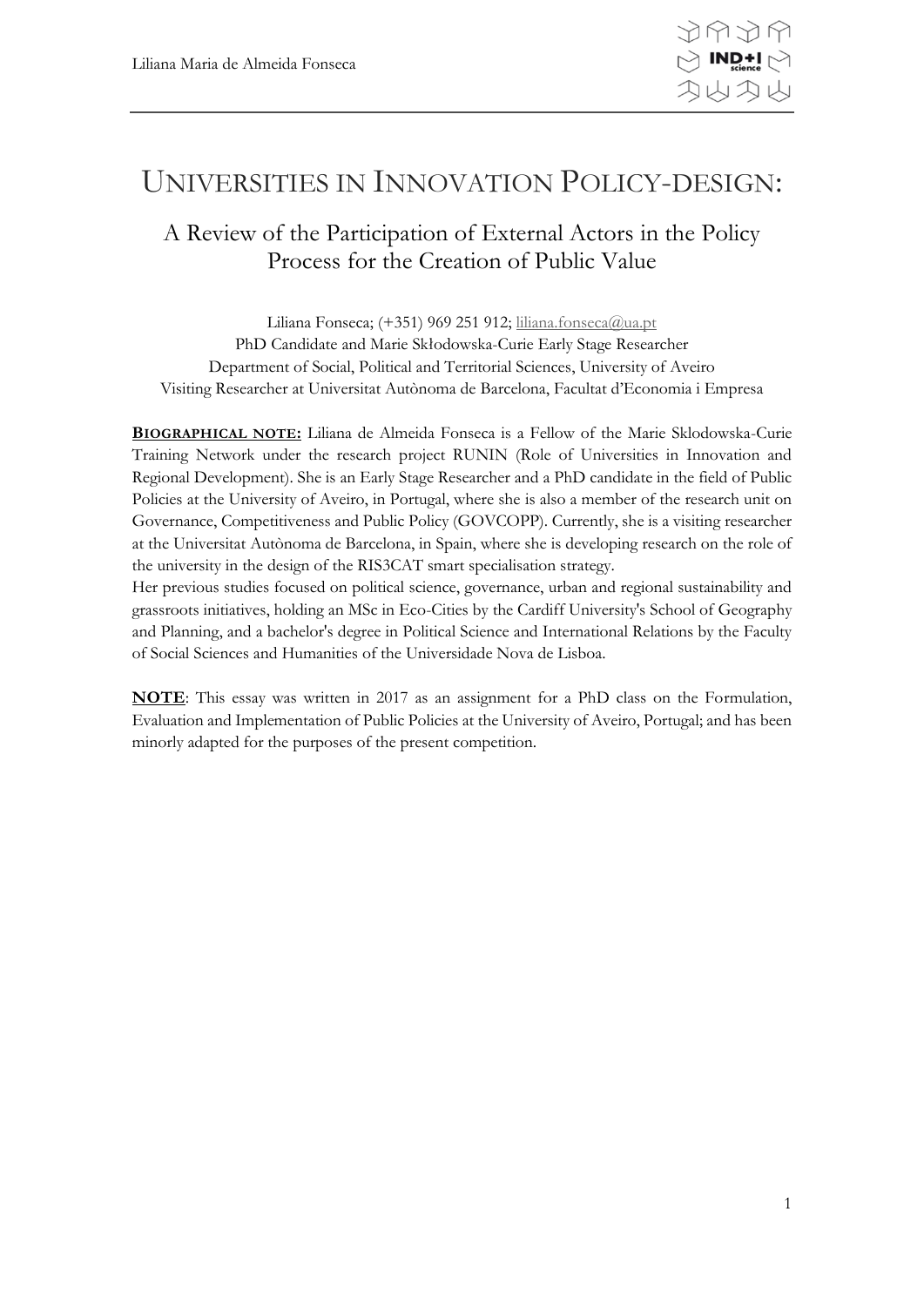# UNIVERSITIES IN INNOVATION POLICY-DESIGN:

## A Review of the Participation of External Actors in the Policy Process for the Creation of Public Value

Liliana Fonseca; (+351) 969 251 912; liliana.fonseca@ua.pt
PhD Candidate and Marie Skłodowska-Curie Early Stage Researcher
Department of Social, Political and Territorial Sciences, University of Aveiro
Visiting Researcher at Universitat Autònoma de Barcelona, Facultat d'Economia i Empresa

**BIOGRAPHICAL NOTE:** Liliana de Almeida Fonseca is a Fellow of the Marie Sklodowska-Curie Training Network under the research project RUNIN (Role of Universities in Innovation and Regional Development). She is an Early Stage Researcher and a PhD candidate in the field of Public Policies at the University of Aveiro, in Portugal, where she is also a member of the research unit on Governance, Competitiveness and Public Policy (GOVCOPP). Currently, she is a visiting researcher at the Universitat Autònoma de Barcelona, in Spain, where she is developing research on the role of the university in the design of the RIS3CAT smart specialisation strategy.
Her previous studies focused on political science, governance, urban and regional sustainability and grassroots initiatives, holding an MSc in Eco-Cities by the Cardiff University's School of Geography and Planning, and a bachelor's degree in Political Science and International Relations by the Faculty of Social Sciences and Humanities of the Universidade Nova de Lisboa.

**NOTE**: This essay was written in 2017 as an assignment for a PhD class on the Formulation, Evaluation and Implementation of Public Policies at the University of Aveiro, Portugal; and has been minorly adapted for the purposes of the present competition.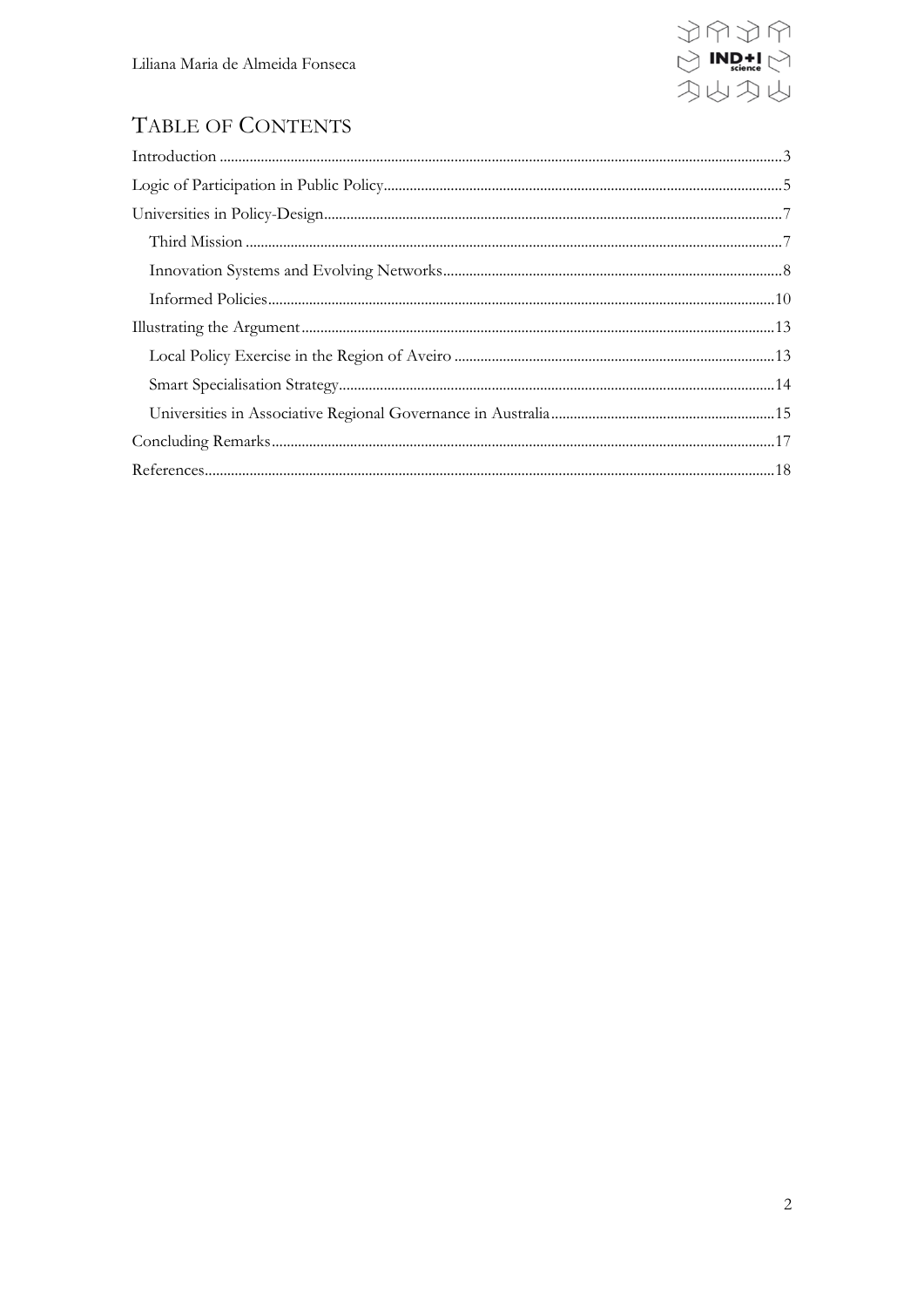# Table of Contents

Introduction ........ 3

Logic of Participation in Public Policy ........ 5

Universities in Policy-Design ........ 7

- Third Mission ........ 7
- Innovation Systems and Evolving Networks ........ 8
- Informed Policies ........ 10

Illustrating the Argument ........ 13

- Local Policy Exercise in the Region of Aveiro ........ 13
- Smart Specialisation Strategy ........ 14
- Universities in Associative Regional Governance in Australia ........ 15

Concluding Remarks ........ 17

References ........ 18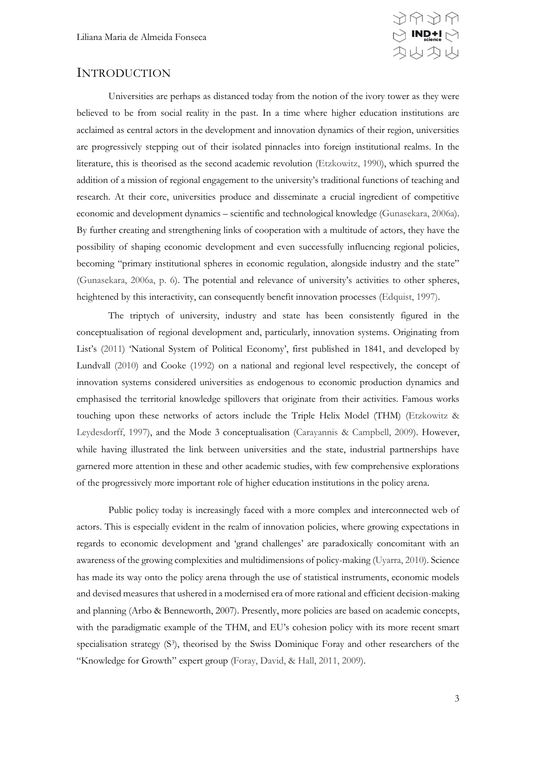## INTRODUCTION

Universities are perhaps as distanced today from the notion of the ivory tower as they were believed to be from social reality in the past. In a time where higher education institutions are acclaimed as central actors in the development and innovation dynamics of their region, universities are progressively stepping out of their isolated pinnacles into foreign institutional realms. In the literature, this is theorised as the second academic revolution (Etzkowitz, 1990), which spurred the addition of a mission of regional engagement to the university's traditional functions of teaching and research. At their core, universities produce and disseminate a crucial ingredient of competitive economic and development dynamics – scientific and technological knowledge (Gunasekara, 2006a). By further creating and strengthening links of cooperation with a multitude of actors, they have the possibility of shaping economic development and even successfully influencing regional policies, becoming "primary institutional spheres in economic regulation, alongside industry and the state" (Gunasekara, 2006a, p. 6). The potential and relevance of university's activities to other spheres, heightened by this interactivity, can consequently benefit innovation processes (Edquist, 1997).

The triptych of university, industry and state has been consistently figured in the conceptualisation of regional development and, particularly, innovation systems. Originating from List's (2011) 'National System of Political Economy', first published in 1841, and developed by Lundvall (2010) and Cooke (1992) on a national and regional level respectively, the concept of innovation systems considered universities as endogenous to economic production dynamics and emphasised the territorial knowledge spillovers that originate from their activities. Famous works touching upon these networks of actors include the Triple Helix Model (THM) (Etzkowitz & Leydesdorff, 1997), and the Mode 3 conceptualisation (Carayannis & Campbell, 2009). However, while having illustrated the link between universities and the state, industrial partnerships have garnered more attention in these and other academic studies, with few comprehensive explorations of the progressively more important role of higher education institutions in the policy arena.

Public policy today is increasingly faced with a more complex and interconnected web of actors. This is especially evident in the realm of innovation policies, where growing expectations in regards to economic development and 'grand challenges' are paradoxically concomitant with an awareness of the growing complexities and multidimensions of policy-making (Uyarra, 2010). Science has made its way onto the policy arena through the use of statistical instruments, economic models and devised measures that ushered in a modernised era of more rational and efficient decision-making and planning (Arbo & Benneworth, 2007). Presently, more policies are based on academic concepts, with the paradigmatic example of the THM, and EU's cohesion policy with its more recent smart specialisation strategy ($S^3$), theorised by the Swiss Dominique Foray and other researchers of the "Knowledge for Growth" expert group (Foray, David, & Hall, 2011, 2009).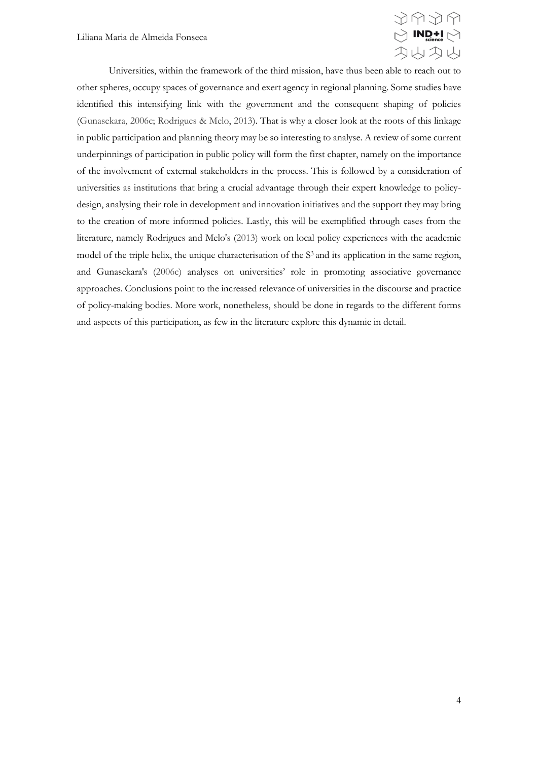Universities, within the framework of the third mission, have thus been able to reach out to other spheres, occupy spaces of governance and exert agency in regional planning. Some studies have identified this intensifying link with the government and the consequent shaping of policies (Gunasekara, 2006c; Rodrigues & Melo, 2013). That is why a closer look at the roots of this linkage in public participation and planning theory may be so interesting to analyse. A review of some current underpinnings of participation in public policy will form the first chapter, namely on the importance of the involvement of external stakeholders in the process. This is followed by a consideration of universities as institutions that bring a crucial advantage through their expert knowledge to policy-design, analysing their role in development and innovation initiatives and the support they may bring to the creation of more informed policies. Lastly, this will be exemplified through cases from the literature, namely Rodrigues and Melo's (2013) work on local policy experiences with the academic model of the triple helix, the unique characterisation of the $S^3$ and its application in the same region, and Gunasekara's (2006c) analyses on universities' role in promoting associative governance approaches. Conclusions point to the increased relevance of universities in the discourse and practice of policy-making bodies. More work, nonetheless, should be done in regards to the different forms and aspects of this participation, as few in the literature explore this dynamic in detail.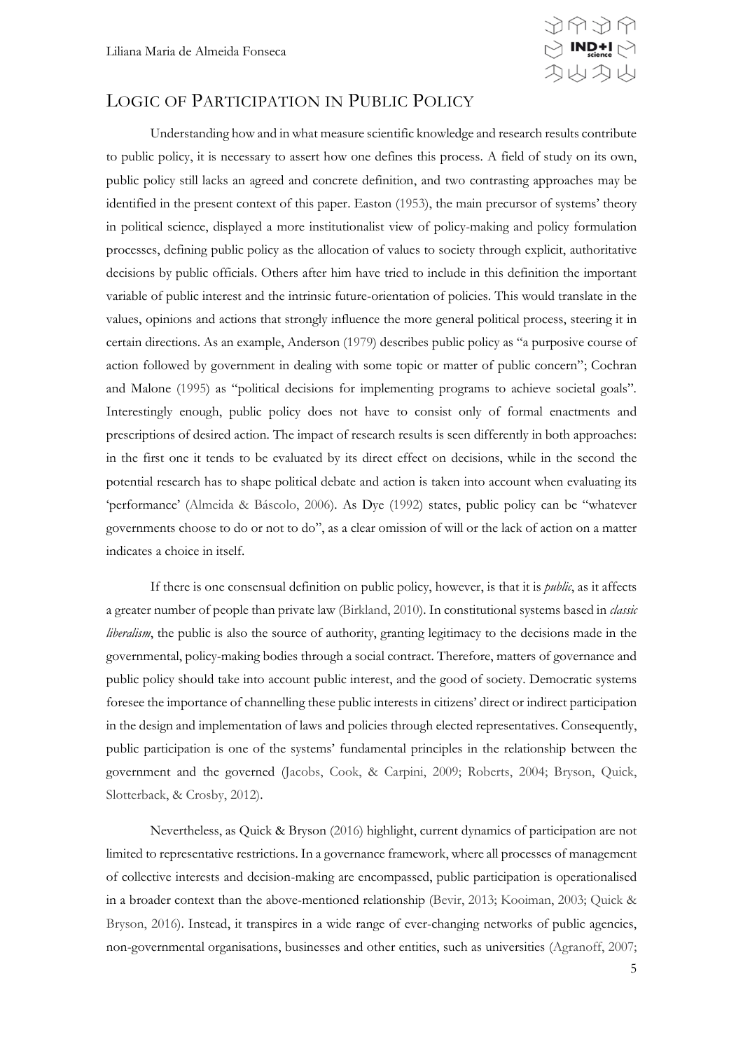## LOGIC OF PARTICIPATION IN PUBLIC POLICY

Understanding how and in what measure scientific knowledge and research results contribute to public policy, it is necessary to assert how one defines this process. A field of study on its own, public policy still lacks an agreed and concrete definition, and two contrasting approaches may be identified in the present context of this paper. Easton (1953), the main precursor of systems' theory in political science, displayed a more institutionalist view of policy-making and policy formulation processes, defining public policy as the allocation of values to society through explicit, authoritative decisions by public officials. Others after him have tried to include in this definition the important variable of public interest and the intrinsic future-orientation of policies. This would translate in the values, opinions and actions that strongly influence the more general political process, steering it in certain directions. As an example, Anderson (1979) describes public policy as "a purposive course of action followed by government in dealing with some topic or matter of public concern"; Cochran and Malone (1995) as "political decisions for implementing programs to achieve societal goals". Interestingly enough, public policy does not have to consist only of formal enactments and prescriptions of desired action. The impact of research results is seen differently in both approaches: in the first one it tends to be evaluated by its direct effect on decisions, while in the second the potential research has to shape political debate and action is taken into account when evaluating its 'performance' (Almeida & Báscolo, 2006). As Dye (1992) states, public policy can be "whatever governments choose to do or not to do", as a clear omission of will or the lack of action on a matter indicates a choice in itself.

If there is one consensual definition on public policy, however, is that it is *public*, as it affects a greater number of people than private law (Birkland, 2010). In constitutional systems based in *classic liberalism*, the public is also the source of authority, granting legitimacy to the decisions made in the governmental, policy-making bodies through a social contract. Therefore, matters of governance and public policy should take into account public interest, and the good of society. Democratic systems foresee the importance of channelling these public interests in citizens' direct or indirect participation in the design and implementation of laws and policies through elected representatives. Consequently, public participation is one of the systems' fundamental principles in the relationship between the government and the governed (Jacobs, Cook, & Carpini, 2009; Roberts, 2004; Bryson, Quick, Slotterback, & Crosby, 2012).

Nevertheless, as Quick & Bryson (2016) highlight, current dynamics of participation are not limited to representative restrictions. In a governance framework, where all processes of management of collective interests and decision-making are encompassed, public participation is operationalised in a broader context than the above-mentioned relationship (Bevir, 2013; Kooiman, 2003; Quick & Bryson, 2016). Instead, it transpires in a wide range of ever-changing networks of public agencies, non-governmental organisations, businesses and other entities, such as universities (Agranoff, 2007;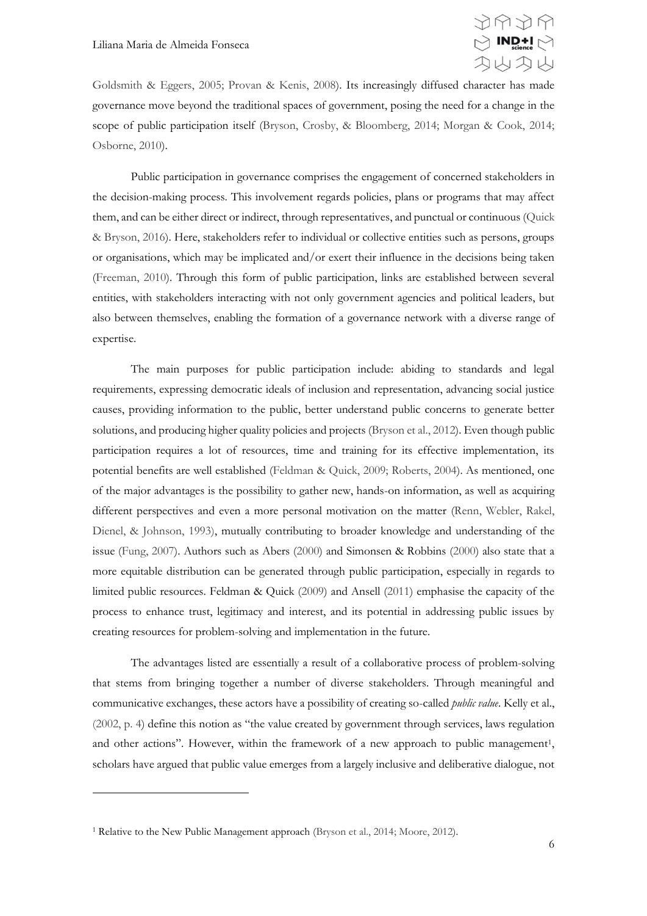Goldsmith & Eggers, 2005; Provan & Kenis, 2008). Its increasingly diffused character has made governance move beyond the traditional spaces of government, posing the need for a change in the scope of public participation itself (Bryson, Crosby, & Bloomberg, 2014; Morgan & Cook, 2014; Osborne, 2010).

Public participation in governance comprises the engagement of concerned stakeholders in the decision-making process. This involvement regards policies, plans or programs that may affect them, and can be either direct or indirect, through representatives, and punctual or continuous (Quick & Bryson, 2016). Here, stakeholders refer to individual or collective entities such as persons, groups or organisations, which may be implicated and/or exert their influence in the decisions being taken (Freeman, 2010). Through this form of public participation, links are established between several entities, with stakeholders interacting with not only government agencies and political leaders, but also between themselves, enabling the formation of a governance network with a diverse range of expertise.

The main purposes for public participation include: abiding to standards and legal requirements, expressing democratic ideals of inclusion and representation, advancing social justice causes, providing information to the public, better understand public concerns to generate better solutions, and producing higher quality policies and projects (Bryson et al., 2012). Even though public participation requires a lot of resources, time and training for its effective implementation, its potential benefits are well established (Feldman & Quick, 2009; Roberts, 2004). As mentioned, one of the major advantages is the possibility to gather new, hands-on information, as well as acquiring different perspectives and even a more personal motivation on the matter (Renn, Webler, Rakel, Dienel, & Johnson, 1993), mutually contributing to broader knowledge and understanding of the issue (Fung, 2007). Authors such as Abers (2000) and Simonsen & Robbins (2000) also state that a more equitable distribution can be generated through public participation, especially in regards to limited public resources. Feldman & Quick (2009) and Ansell (2011) emphasise the capacity of the process to enhance trust, legitimacy and interest, and its potential in addressing public issues by creating resources for problem-solving and implementation in the future.

The advantages listed are essentially a result of a collaborative process of problem-solving that stems from bringing together a number of diverse stakeholders. Through meaningful and communicative exchanges, these actors have a possibility of creating so-called *public value*. Kelly et al., (2002, p. 4) define this notion as "the value created by government through services, laws regulation and other actions". However, within the framework of a new approach to public management[1], scholars have argued that public value emerges from a largely inclusive and deliberative dialogue, not

[1] Relative to the New Public Management approach (Bryson et al., 2014; Moore, 2012).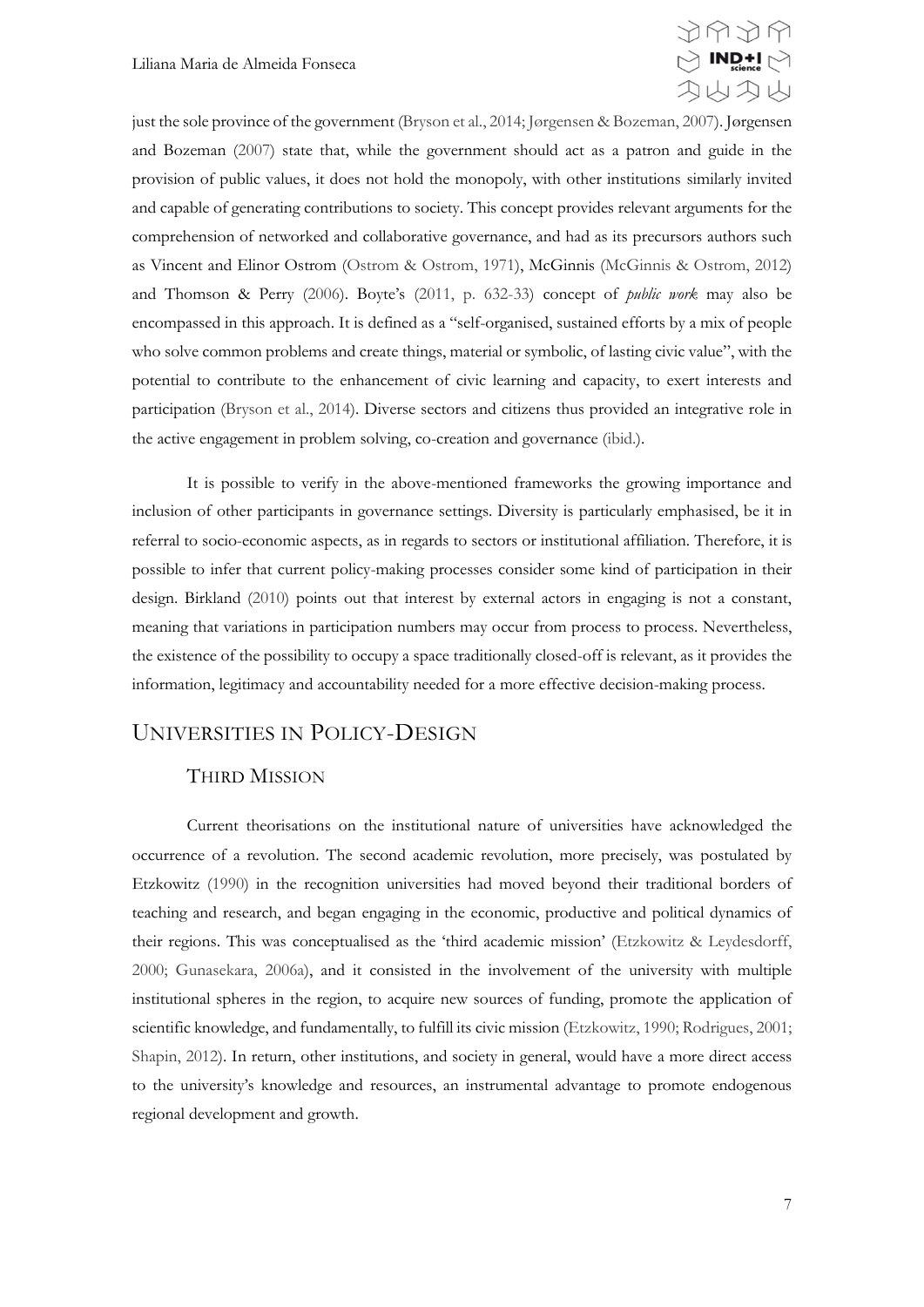just the sole province of the government (Bryson et al., 2014; Jørgensen & Bozeman, 2007). Jørgensen and Bozeman (2007) state that, while the government should act as a patron and guide in the provision of public values, it does not hold the monopoly, with other institutions similarly invited and capable of generating contributions to society. This concept provides relevant arguments for the comprehension of networked and collaborative governance, and had as its precursors authors such as Vincent and Elinor Ostrom (Ostrom & Ostrom, 1971), McGinnis (McGinnis & Ostrom, 2012) and Thomson & Perry (2006). Boyte's (2011, p. 632-33) concept of *public work* may also be encompassed in this approach. It is defined as a "self-organised, sustained efforts by a mix of people who solve common problems and create things, material or symbolic, of lasting civic value", with the potential to contribute to the enhancement of civic learning and capacity, to exert interests and participation (Bryson et al., 2014). Diverse sectors and citizens thus provided an integrative role in the active engagement in problem solving, co-creation and governance (ibid.).

It is possible to verify in the above-mentioned frameworks the growing importance and inclusion of other participants in governance settings. Diversity is particularly emphasised, be it in referral to socio-economic aspects, as in regards to sectors or institutional affiliation. Therefore, it is possible to infer that current policy-making processes consider some kind of participation in their design. Birkland (2010) points out that interest by external actors in engaging is not a constant, meaning that variations in participation numbers may occur from process to process. Nevertheless, the existence of the possibility to occupy a space traditionally closed-off is relevant, as it provides the information, legitimacy and accountability needed for a more effective decision-making process.

## Universities in Policy-Design

### Third Mission

Current theorisations on the institutional nature of universities have acknowledged the occurrence of a revolution. The second academic revolution, more precisely, was postulated by Etzkowitz (1990) in the recognition universities had moved beyond their traditional borders of teaching and research, and began engaging in the economic, productive and political dynamics of their regions. This was conceptualised as the 'third academic mission' (Etzkowitz & Leydesdorff, 2000; Gunasekara, 2006a), and it consisted in the involvement of the university with multiple institutional spheres in the region, to acquire new sources of funding, promote the application of scientific knowledge, and fundamentally, to fulfill its civic mission (Etzkowitz, 1990; Rodrigues, 2001; Shapin, 2012). In return, other institutions, and society in general, would have a more direct access to the university's knowledge and resources, an instrumental advantage to promote endogenous regional development and growth.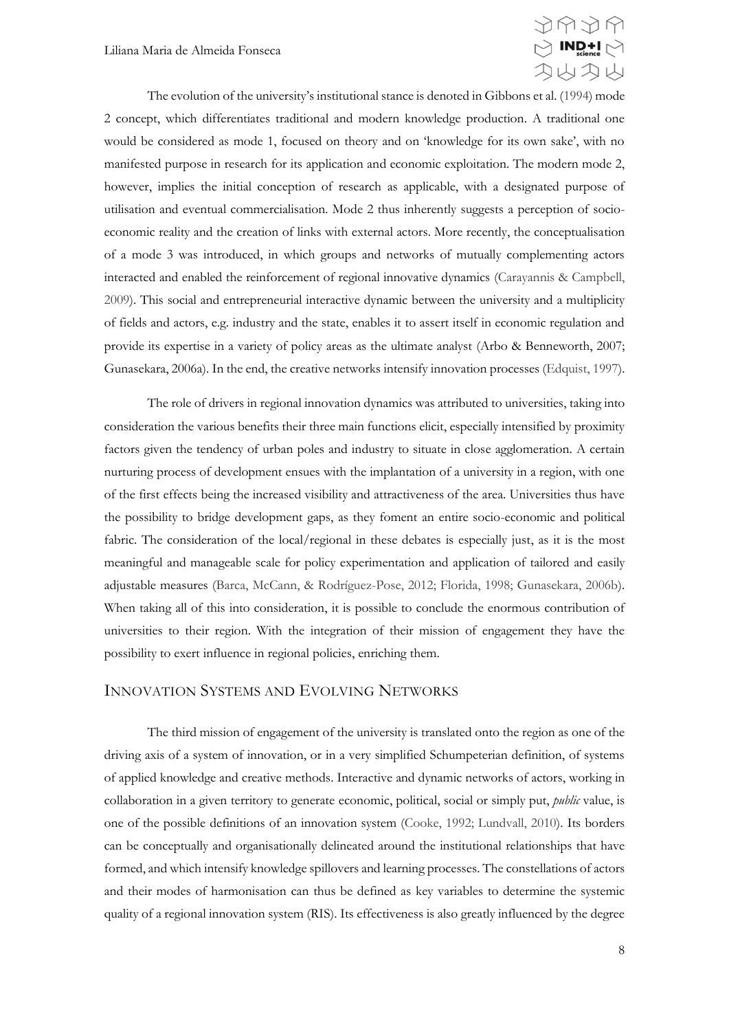The evolution of the university's institutional stance is denoted in Gibbons et al. (1994) mode 2 concept, which differentiates traditional and modern knowledge production. A traditional one would be considered as mode 1, focused on theory and on 'knowledge for its own sake', with no manifested purpose in research for its application and economic exploitation. The modern mode 2, however, implies the initial conception of research as applicable, with a designated purpose of utilisation and eventual commercialisation. Mode 2 thus inherently suggests a perception of socio-economic reality and the creation of links with external actors. More recently, the conceptualisation of a mode 3 was introduced, in which groups and networks of mutually complementing actors interacted and enabled the reinforcement of regional innovative dynamics (Carayannis & Campbell, 2009). This social and entrepreneurial interactive dynamic between the university and a multiplicity of fields and actors, e.g. industry and the state, enables it to assert itself in economic regulation and provide its expertise in a variety of policy areas as the ultimate analyst (Arbo & Benneworth, 2007; Gunasekara, 2006a). In the end, the creative networks intensify innovation processes (Edquist, 1997).

The role of drivers in regional innovation dynamics was attributed to universities, taking into consideration the various benefits their three main functions elicit, especially intensified by proximity factors given the tendency of urban poles and industry to situate in close agglomeration. A certain nurturing process of development ensues with the implantation of a university in a region, with one of the first effects being the increased visibility and attractiveness of the area. Universities thus have the possibility to bridge development gaps, as they foment an entire socio-economic and political fabric. The consideration of the local/regional in these debates is especially just, as it is the most meaningful and manageable scale for policy experimentation and application of tailored and easily adjustable measures (Barca, McCann, & Rodríguez-Pose, 2012; Florida, 1998; Gunasekara, 2006b). When taking all of this into consideration, it is possible to conclude the enormous contribution of universities to their region. With the integration of their mission of engagement they have the possibility to exert influence in regional policies, enriching them.

## Innovation Systems and Evolving Networks

The third mission of engagement of the university is translated onto the region as one of the driving axis of a system of innovation, or in a very simplified Schumpeterian definition, of systems of applied knowledge and creative methods. Interactive and dynamic networks of actors, working in collaboration in a given territory to generate economic, political, social or simply put, *public* value, is one of the possible definitions of an innovation system (Cooke, 1992; Lundvall, 2010). Its borders can be conceptually and organisationally delineated around the institutional relationships that have formed, and which intensify knowledge spillovers and learning processes. The constellations of actors and their modes of harmonisation can thus be defined as key variables to determine the systemic quality of a regional innovation system (RIS). Its effectiveness is also greatly influenced by the degree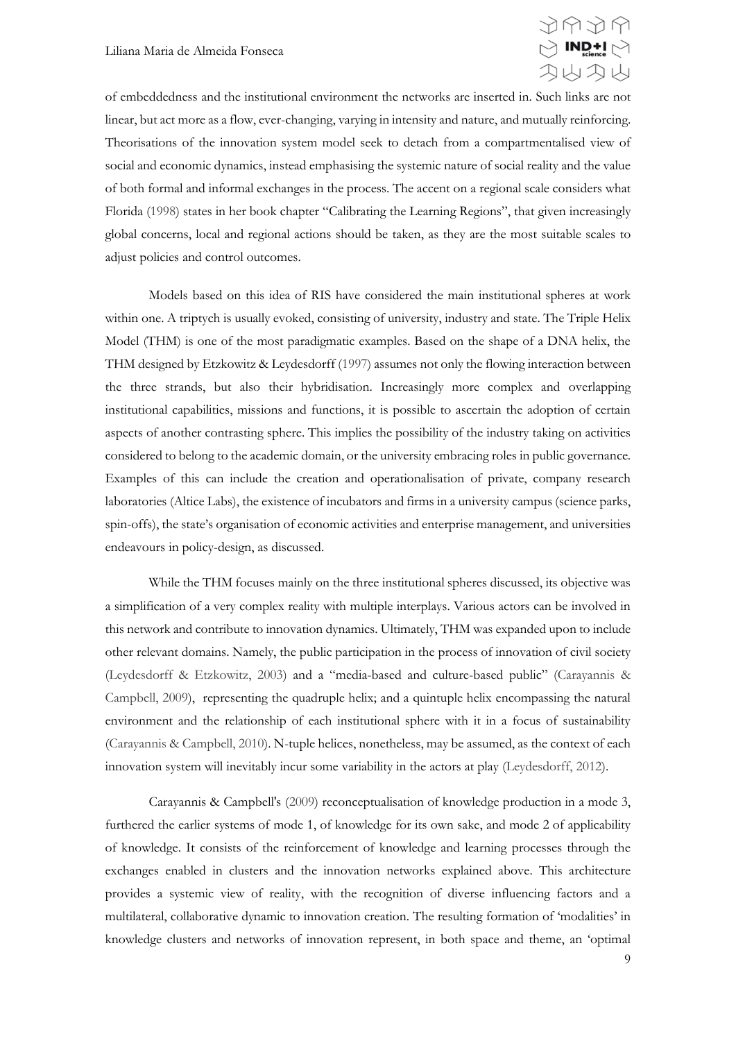of embeddedness and the institutional environment the networks are inserted in. Such links are not linear, but act more as a flow, ever-changing, varying in intensity and nature, and mutually reinforcing. Theorisations of the innovation system model seek to detach from a compartmentalised view of social and economic dynamics, instead emphasising the systemic nature of social reality and the value of both formal and informal exchanges in the process. The accent on a regional scale considers what Florida (1998) states in her book chapter "Calibrating the Learning Regions", that given increasingly global concerns, local and regional actions should be taken, as they are the most suitable scales to adjust policies and control outcomes.

Models based on this idea of RIS have considered the main institutional spheres at work within one. A triptych is usually evoked, consisting of university, industry and state. The Triple Helix Model (THM) is one of the most paradigmatic examples. Based on the shape of a DNA helix, the THM designed by Etzkowitz & Leydesdorff (1997) assumes not only the flowing interaction between the three strands, but also their hybridisation. Increasingly more complex and overlapping institutional capabilities, missions and functions, it is possible to ascertain the adoption of certain aspects of another contrasting sphere. This implies the possibility of the industry taking on activities considered to belong to the academic domain, or the university embracing roles in public governance. Examples of this can include the creation and operationalisation of private, company research laboratories (Altice Labs), the existence of incubators and firms in a university campus (science parks, spin-offs), the state's organisation of economic activities and enterprise management, and universities endeavours in policy-design, as discussed.

While the THM focuses mainly on the three institutional spheres discussed, its objective was a simplification of a very complex reality with multiple interplays. Various actors can be involved in this network and contribute to innovation dynamics. Ultimately, THM was expanded upon to include other relevant domains. Namely, the public participation in the process of innovation of civil society (Leydesdorff & Etzkowitz, 2003) and a "media-based and culture-based public" (Carayannis & Campbell, 2009), representing the quadruple helix; and a quintuple helix encompassing the natural environment and the relationship of each institutional sphere with it in a focus of sustainability (Carayannis & Campbell, 2010). N-tuple helices, nonetheless, may be assumed, as the context of each innovation system will inevitably incur some variability in the actors at play (Leydesdorff, 2012).

Carayannis & Campbell's (2009) reconceptualisation of knowledge production in a mode 3, furthered the earlier systems of mode 1, of knowledge for its own sake, and mode 2 of applicability of knowledge. It consists of the reinforcement of knowledge and learning processes through the exchanges enabled in clusters and the innovation networks explained above. This architecture provides a systemic view of reality, with the recognition of diverse influencing factors and a multilateral, collaborative dynamic to innovation creation. The resulting formation of 'modalities' in knowledge clusters and networks of innovation represent, in both space and theme, an 'optimal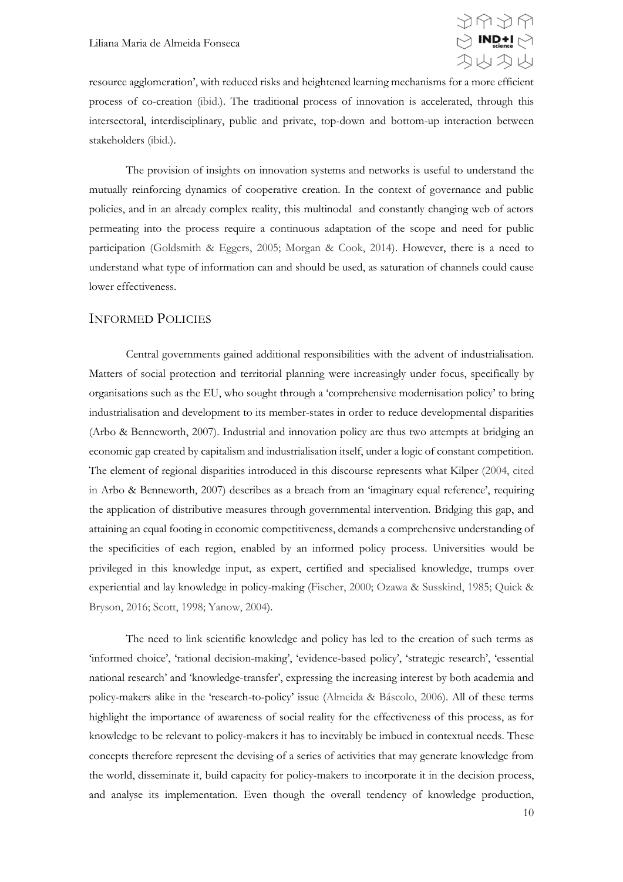resource agglomeration', with reduced risks and heightened learning mechanisms for a more efficient process of co-creation (ibid.). The traditional process of innovation is accelerated, through this intersectoral, interdisciplinary, public and private, top-down and bottom-up interaction between stakeholders (ibid.).

The provision of insights on innovation systems and networks is useful to understand the mutually reinforcing dynamics of cooperative creation. In the context of governance and public policies, and in an already complex reality, this multinodal and constantly changing web of actors permeating into the process require a continuous adaptation of the scope and need for public participation (Goldsmith & Eggers, 2005; Morgan & Cook, 2014). However, there is a need to understand what type of information can and should be used, as saturation of channels could cause lower effectiveness.

## Informed Policies

Central governments gained additional responsibilities with the advent of industrialisation. Matters of social protection and territorial planning were increasingly under focus, specifically by organisations such as the EU, who sought through a 'comprehensive modernisation policy' to bring industrialisation and development to its member-states in order to reduce developmental disparities (Arbo & Benneworth, 2007). Industrial and innovation policy are thus two attempts at bridging an economic gap created by capitalism and industrialisation itself, under a logic of constant competition. The element of regional disparities introduced in this discourse represents what Kilper (2004, cited in Arbo & Benneworth, 2007) describes as a breach from an 'imaginary equal reference', requiring the application of distributive measures through governmental intervention. Bridging this gap, and attaining an equal footing in economic competitiveness, demands a comprehensive understanding of the specificities of each region, enabled by an informed policy process. Universities would be privileged in this knowledge input, as expert, certified and specialised knowledge, trumps over experiential and lay knowledge in policy-making (Fischer, 2000; Ozawa & Susskind, 1985; Quick & Bryson, 2016; Scott, 1998; Yanow, 2004).

The need to link scientific knowledge and policy has led to the creation of such terms as 'informed choice', 'rational decision-making', 'evidence-based policy', 'strategic research', 'essential national research' and 'knowledge-transfer', expressing the increasing interest by both academia and policy-makers alike in the 'research-to-policy' issue (Almeida & Báscolo, 2006). All of these terms highlight the importance of awareness of social reality for the effectiveness of this process, as for knowledge to be relevant to policy-makers it has to inevitably be imbued in contextual needs. These concepts therefore represent the devising of a series of activities that may generate knowledge from the world, disseminate it, build capacity for policy-makers to incorporate it in the decision process, and analyse its implementation. Even though the overall tendency of knowledge production,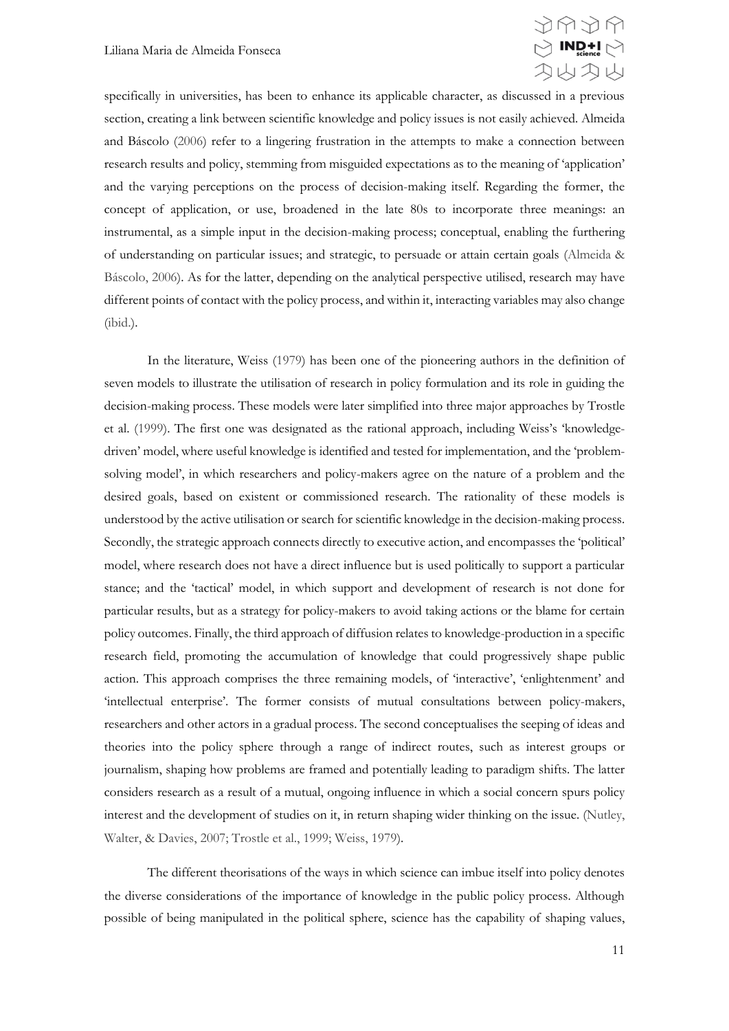specifically in universities, has been to enhance its applicable character, as discussed in a previous section, creating a link between scientific knowledge and policy issues is not easily achieved. Almeida and Báscolo (2006) refer to a lingering frustration in the attempts to make a connection between research results and policy, stemming from misguided expectations as to the meaning of 'application' and the varying perceptions on the process of decision-making itself. Regarding the former, the concept of application, or use, broadened in the late 80s to incorporate three meanings: an instrumental, as a simple input in the decision-making process; conceptual, enabling the furthering of understanding on particular issues; and strategic, to persuade or attain certain goals (Almeida & Báscolo, 2006). As for the latter, depending on the analytical perspective utilised, research may have different points of contact with the policy process, and within it, interacting variables may also change (ibid.).

In the literature, Weiss (1979) has been one of the pioneering authors in the definition of seven models to illustrate the utilisation of research in policy formulation and its role in guiding the decision-making process. These models were later simplified into three major approaches by Trostle et al. (1999). The first one was designated as the rational approach, including Weiss's 'knowledge-driven' model, where useful knowledge is identified and tested for implementation, and the 'problem-solving model', in which researchers and policy-makers agree on the nature of a problem and the desired goals, based on existent or commissioned research. The rationality of these models is understood by the active utilisation or search for scientific knowledge in the decision-making process. Secondly, the strategic approach connects directly to executive action, and encompasses the 'political' model, where research does not have a direct influence but is used politically to support a particular stance; and the 'tactical' model, in which support and development of research is not done for particular results, but as a strategy for policy-makers to avoid taking actions or the blame for certain policy outcomes. Finally, the third approach of diffusion relates to knowledge-production in a specific research field, promoting the accumulation of knowledge that could progressively shape public action. This approach comprises the three remaining models, of 'interactive', 'enlightenment' and 'intellectual enterprise'. The former consists of mutual consultations between policy-makers, researchers and other actors in a gradual process. The second conceptualises the seeping of ideas and theories into the policy sphere through a range of indirect routes, such as interest groups or journalism, shaping how problems are framed and potentially leading to paradigm shifts. The latter considers research as a result of a mutual, ongoing influence in which a social concern spurs policy interest and the development of studies on it, in return shaping wider thinking on the issue. (Nutley, Walter, & Davies, 2007; Trostle et al., 1999; Weiss, 1979).

The different theorisations of the ways in which science can imbue itself into policy denotes the diverse considerations of the importance of knowledge in the public policy process. Although possible of being manipulated in the political sphere, science has the capability of shaping values,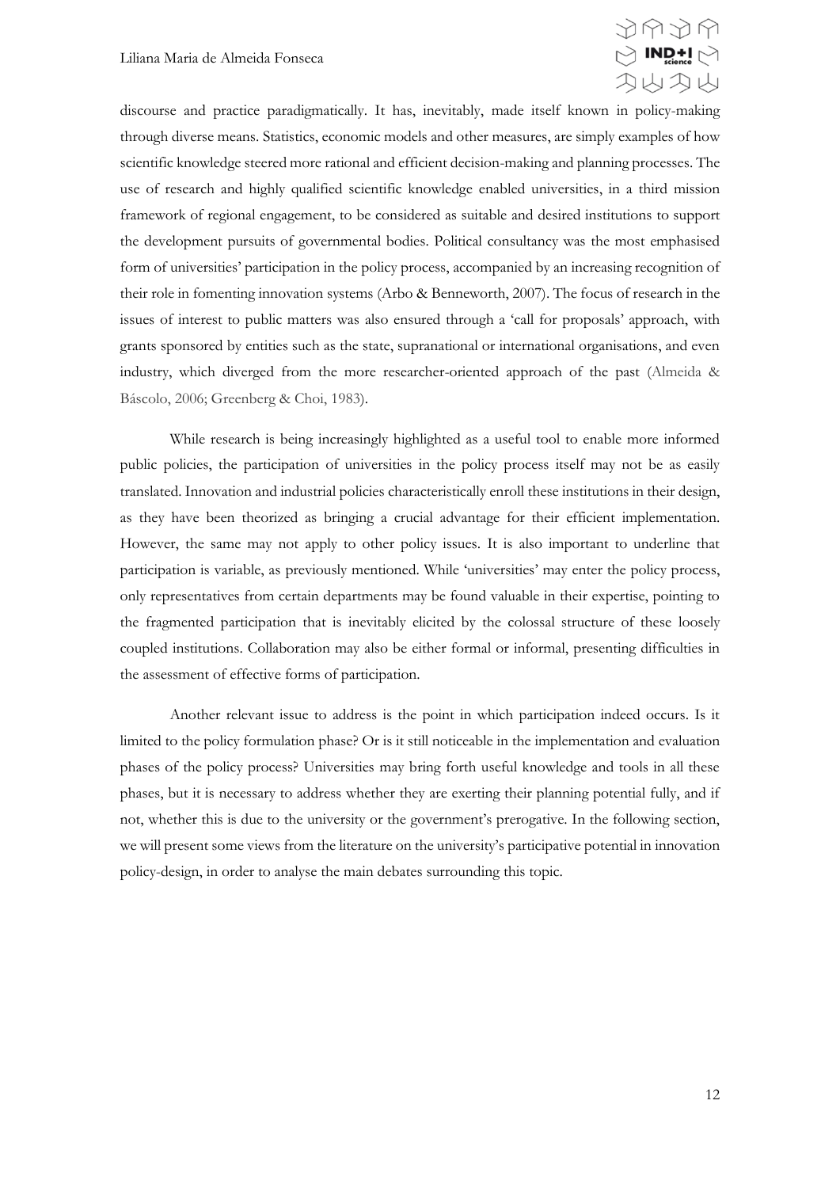discourse and practice paradigmatically. It has, inevitably, made itself known in policy-making through diverse means. Statistics, economic models and other measures, are simply examples of how scientific knowledge steered more rational and efficient decision-making and planning processes. The use of research and highly qualified scientific knowledge enabled universities, in a third mission framework of regional engagement, to be considered as suitable and desired institutions to support the development pursuits of governmental bodies. Political consultancy was the most emphasised form of universities' participation in the policy process, accompanied by an increasing recognition of their role in fomenting innovation systems (Arbo & Benneworth, 2007). The focus of research in the issues of interest to public matters was also ensured through a 'call for proposals' approach, with grants sponsored by entities such as the state, supranational or international organisations, and even industry, which diverged from the more researcher-oriented approach of the past (Almeida & Báscolo, 2006; Greenberg & Choi, 1983).

While research is being increasingly highlighted as a useful tool to enable more informed public policies, the participation of universities in the policy process itself may not be as easily translated. Innovation and industrial policies characteristically enroll these institutions in their design, as they have been theorized as bringing a crucial advantage for their efficient implementation. However, the same may not apply to other policy issues. It is also important to underline that participation is variable, as previously mentioned. While 'universities' may enter the policy process, only representatives from certain departments may be found valuable in their expertise, pointing to the fragmented participation that is inevitably elicited by the colossal structure of these loosely coupled institutions. Collaboration may also be either formal or informal, presenting difficulties in the assessment of effective forms of participation.

Another relevant issue to address is the point in which participation indeed occurs. Is it limited to the policy formulation phase? Or is it still noticeable in the implementation and evaluation phases of the policy process? Universities may bring forth useful knowledge and tools in all these phases, but it is necessary to address whether they are exerting their planning potential fully, and if not, whether this is due to the university or the government's prerogative. In the following section, we will present some views from the literature on the university's participative potential in innovation policy-design, in order to analyse the main debates surrounding this topic.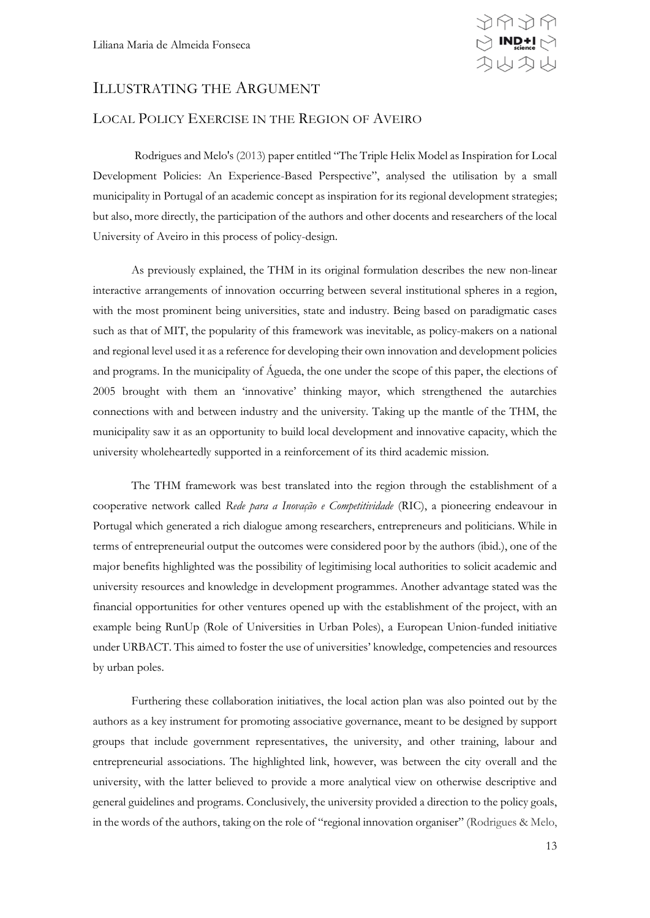# Illustrating the Argument

## Local Policy Exercise in the Region of Aveiro

Rodrigues and Melo's (2013) paper entitled "The Triple Helix Model as Inspiration for Local Development Policies: An Experience-Based Perspective", analysed the utilisation by a small municipality in Portugal of an academic concept as inspiration for its regional development strategies; but also, more directly, the participation of the authors and other docents and researchers of the local University of Aveiro in this process of policy-design.

As previously explained, the THM in its original formulation describes the new non-linear interactive arrangements of innovation occurring between several institutional spheres in a region, with the most prominent being universities, state and industry. Being based on paradigmatic cases such as that of MIT, the popularity of this framework was inevitable, as policy-makers on a national and regional level used it as a reference for developing their own innovation and development policies and programs. In the municipality of Águeda, the one under the scope of this paper, the elections of 2005 brought with them an 'innovative' thinking mayor, which strengthened the autarchies connections with and between industry and the university. Taking up the mantle of the THM, the municipality saw it as an opportunity to build local development and innovative capacity, which the university wholeheartedly supported in a reinforcement of its third academic mission.

The THM framework was best translated into the region through the establishment of a cooperative network called *Rede para a Inovação e Competitividade* (RIC), a pioneering endeavour in Portugal which generated a rich dialogue among researchers, entrepreneurs and politicians. While in terms of entrepreneurial output the outcomes were considered poor by the authors (ibid.), one of the major benefits highlighted was the possibility of legitimising local authorities to solicit academic and university resources and knowledge in development programmes. Another advantage stated was the financial opportunities for other ventures opened up with the establishment of the project, with an example being RunUp (Role of Universities in Urban Poles), a European Union-funded initiative under URBACT. This aimed to foster the use of universities' knowledge, competencies and resources by urban poles.

Furthering these collaboration initiatives, the local action plan was also pointed out by the authors as a key instrument for promoting associative governance, meant to be designed by support groups that include government representatives, the university, and other training, labour and entrepreneurial associations. The highlighted link, however, was between the city overall and the university, with the latter believed to provide a more analytical view on otherwise descriptive and general guidelines and programs. Conclusively, the university provided a direction to the policy goals, in the words of the authors, taking on the role of "regional innovation organiser" (Rodrigues & Melo,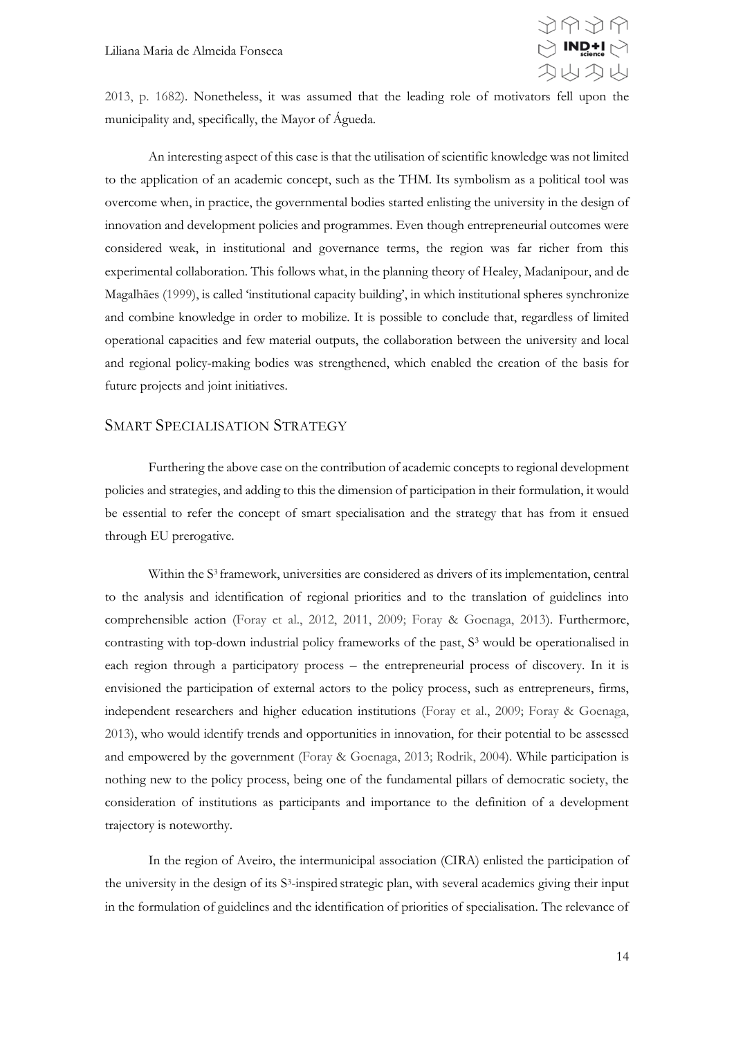2013, p. 1682). Nonetheless, it was assumed that the leading role of motivators fell upon the municipality and, specifically, the Mayor of Águeda.

An interesting aspect of this case is that the utilisation of scientific knowledge was not limited to the application of an academic concept, such as the THM. Its symbolism as a political tool was overcome when, in practice, the governmental bodies started enlisting the university in the design of innovation and development policies and programmes. Even though entrepreneurial outcomes were considered weak, in institutional and governance terms, the region was far richer from this experimental collaboration. This follows what, in the planning theory of Healey, Madanipour, and de Magalhães (1999), is called 'institutional capacity building', in which institutional spheres synchronize and combine knowledge in order to mobilize. It is possible to conclude that, regardless of limited operational capacities and few material outputs, the collaboration between the university and local and regional policy-making bodies was strengthened, which enabled the creation of the basis for future projects and joint initiatives.

## Smart Specialisation Strategy

Furthering the above case on the contribution of academic concepts to regional development policies and strategies, and adding to this the dimension of participation in their formulation, it would be essential to refer the concept of smart specialisation and the strategy that has from it ensued through EU prerogative.

Within the $S^3$ framework, universities are considered as drivers of its implementation, central to the analysis and identification of regional priorities and to the translation of guidelines into comprehensible action (Foray et al., 2012, 2011, 2009; Foray & Goenaga, 2013). Furthermore, contrasting with top-down industrial policy frameworks of the past, $S^3$ would be operationalised in each region through a participatory process – the entrepreneurial process of discovery. In it is envisioned the participation of external actors to the policy process, such as entrepreneurs, firms, independent researchers and higher education institutions (Foray et al., 2009; Foray & Goenaga, 2013), who would identify trends and opportunities in innovation, for their potential to be assessed and empowered by the government (Foray & Goenaga, 2013; Rodrik, 2004). While participation is nothing new to the policy process, being one of the fundamental pillars of democratic society, the consideration of institutions as participants and importance to the definition of a development trajectory is noteworthy.

In the region of Aveiro, the intermunicipal association (CIRA) enlisted the participation of the university in the design of its $S^3$-inspired strategic plan, with several academics giving their input in the formulation of guidelines and the identification of priorities of specialisation. The relevance of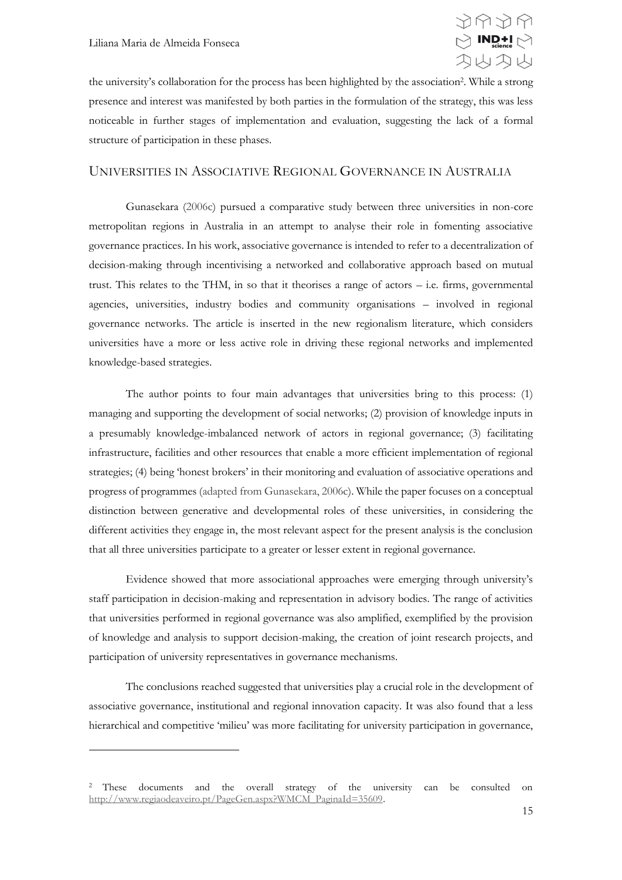the university's collaboration for the process has been highlighted by the association[2]. While a strong presence and interest was manifested by both parties in the formulation of the strategy, this was less noticeable in further stages of implementation and evaluation, suggesting the lack of a formal structure of participation in these phases.

## Universities in Associative Regional Governance in Australia

Gunasekara (2006c) pursued a comparative study between three universities in non-core metropolitan regions in Australia in an attempt to analyse their role in fomenting associative governance practices. In his work, associative governance is intended to refer to a decentralization of decision-making through incentivising a networked and collaborative approach based on mutual trust. This relates to the THM, in so that it theorises a range of actors – i.e. firms, governmental agencies, universities, industry bodies and community organisations – involved in regional governance networks. The article is inserted in the new regionalism literature, which considers universities have a more or less active role in driving these regional networks and implemented knowledge-based strategies.

The author points to four main advantages that universities bring to this process: (1) managing and supporting the development of social networks; (2) provision of knowledge inputs in a presumably knowledge-imbalanced network of actors in regional governance; (3) facilitating infrastructure, facilities and other resources that enable a more efficient implementation of regional strategies; (4) being 'honest brokers' in their monitoring and evaluation of associative operations and progress of programmes (adapted from Gunasekara, 2006c). While the paper focuses on a conceptual distinction between generative and developmental roles of these universities, in considering the different activities they engage in, the most relevant aspect for the present analysis is the conclusion that all three universities participate to a greater or lesser extent in regional governance.

Evidence showed that more associational approaches were emerging through university's staff participation in decision-making and representation in advisory bodies. The range of activities that universities performed in regional governance was also amplified, exemplified by the provision of knowledge and analysis to support decision-making, the creation of joint research projects, and participation of university representatives in governance mechanisms.

The conclusions reached suggested that universities play a crucial role in the development of associative governance, institutional and regional innovation capacity. It was also found that a less hierarchical and competitive 'milieu' was more facilitating for university participation in governance,

---

[2] These documents and the overall strategy of the university can be consulted on http://www.regiaodeaveiro.pt/PageGen.aspx?WMCM_PaginaId=35609.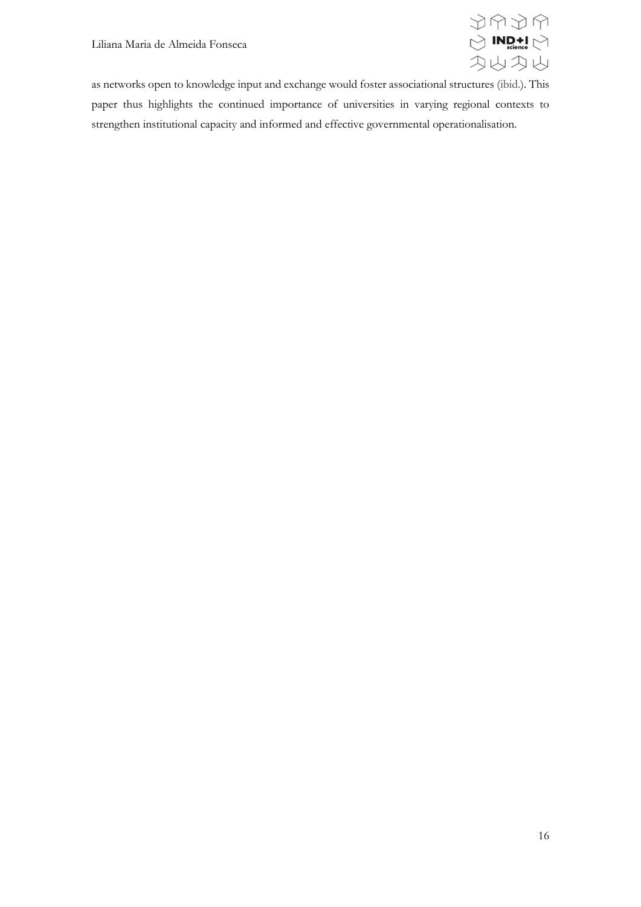as networks open to knowledge input and exchange would foster associational structures (ibid.). This paper thus highlights the continued importance of universities in varying regional contexts to strengthen institutional capacity and informed and effective governmental operationalisation.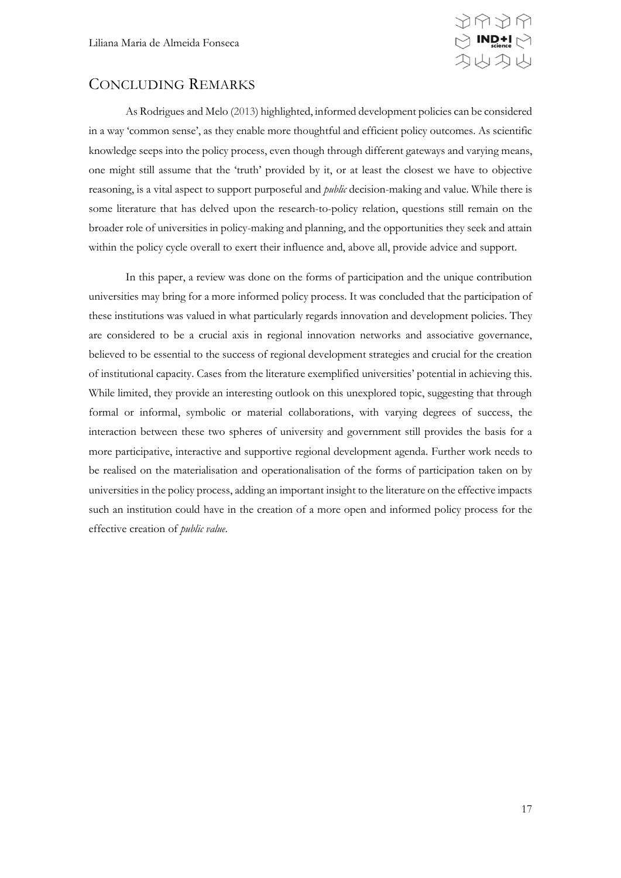## Concluding Remarks

As Rodrigues and Melo (2013) highlighted, informed development policies can be considered in a way 'common sense', as they enable more thoughtful and efficient policy outcomes. As scientific knowledge seeps into the policy process, even though through different gateways and varying means, one might still assume that the 'truth' provided by it, or at least the closest we have to objective reasoning, is a vital aspect to support purposeful and *public* decision-making and value. While there is some literature that has delved upon the research-to-policy relation, questions still remain on the broader role of universities in policy-making and planning, and the opportunities they seek and attain within the policy cycle overall to exert their influence and, above all, provide advice and support.

In this paper, a review was done on the forms of participation and the unique contribution universities may bring for a more informed policy process. It was concluded that the participation of these institutions was valued in what particularly regards innovation and development policies. They are considered to be a crucial axis in regional innovation networks and associative governance, believed to be essential to the success of regional development strategies and crucial for the creation of institutional capacity. Cases from the literature exemplified universities' potential in achieving this. While limited, they provide an interesting outlook on this unexplored topic, suggesting that through formal or informal, symbolic or material collaborations, with varying degrees of success, the interaction between these two spheres of university and government still provides the basis for a more participative, interactive and supportive regional development agenda. Further work needs to be realised on the materialisation and operationalisation of the forms of participation taken on by universities in the policy process, adding an important insight to the literature on the effective impacts such an institution could have in the creation of a more open and informed policy process for the effective creation of *public value*.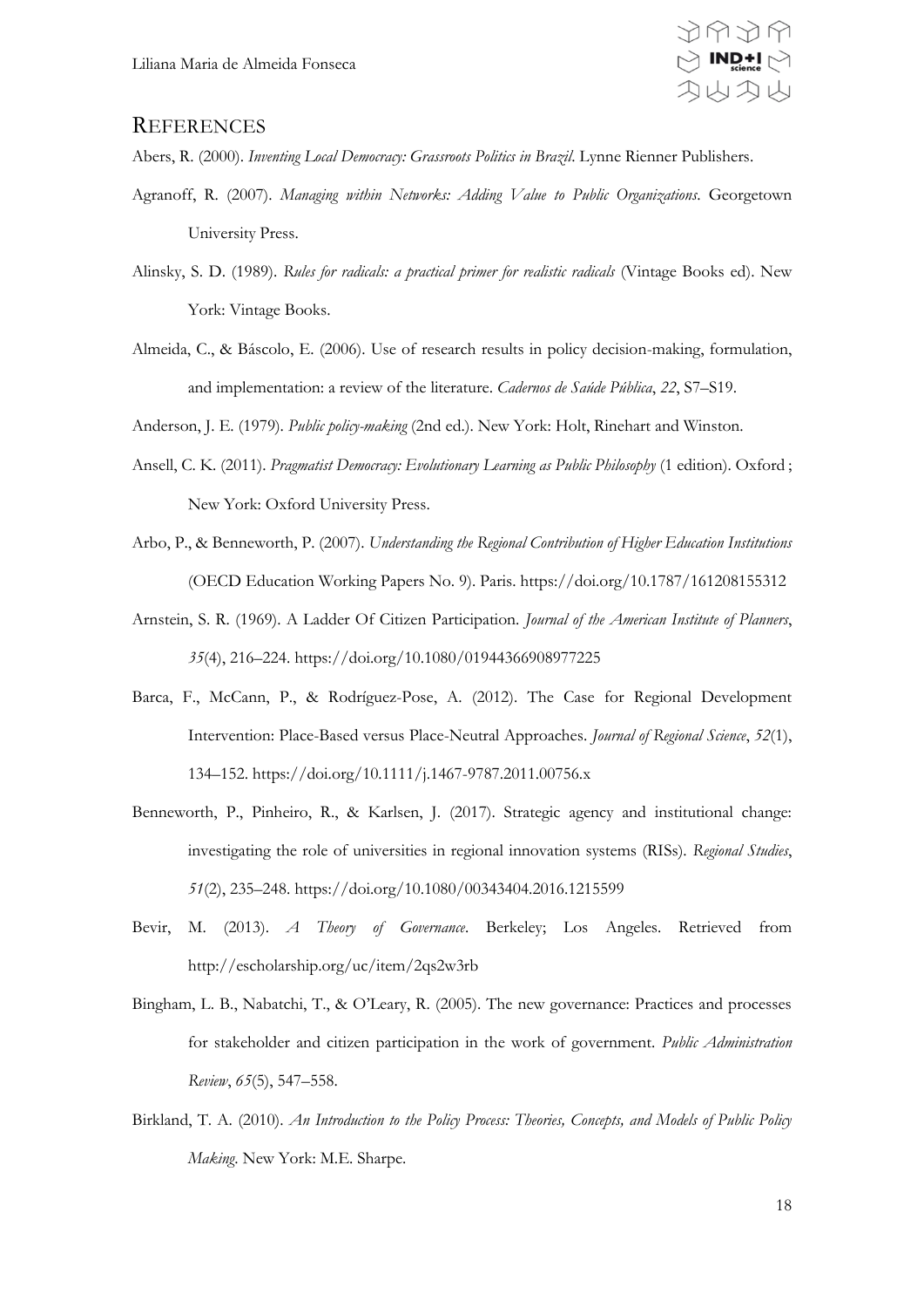## REFERENCES

Abers, R. (2000). *Inventing Local Democracy: Grassroots Politics in Brazil*. Lynne Rienner Publishers.

Agranoff, R. (2007). *Managing within Networks: Adding Value to Public Organizations*. Georgetown University Press.

Alinsky, S. D. (1989). *Rules for radicals: a practical primer for realistic radicals* (Vintage Books ed). New York: Vintage Books.

Almeida, C., & Báscolo, E. (2006). Use of research results in policy decision-making, formulation, and implementation: a review of the literature. *Cadernos de Saúde Pública*, *22*, S7–S19.

Anderson, J. E. (1979). *Public policy-making* (2nd ed.). New York: Holt, Rinehart and Winston.

Ansell, C. K. (2011). *Pragmatist Democracy: Evolutionary Learning as Public Philosophy* (1 edition). Oxford ; New York: Oxford University Press.

Arbo, P., & Benneworth, P. (2007). *Understanding the Regional Contribution of Higher Education Institutions* (OECD Education Working Papers No. 9). Paris. https://doi.org/10.1787/161208155312

Arnstein, S. R. (1969). A Ladder Of Citizen Participation. *Journal of the American Institute of Planners*, *35*(4), 216–224. https://doi.org/10.1080/01944366908977225

Barca, F., McCann, P., & Rodríguez-Pose, A. (2012). The Case for Regional Development Intervention: Place-Based versus Place-Neutral Approaches. *Journal of Regional Science*, *52*(1), 134–152. https://doi.org/10.1111/j.1467-9787.2011.00756.x

Benneworth, P., Pinheiro, R., & Karlsen, J. (2017). Strategic agency and institutional change: investigating the role of universities in regional innovation systems (RISs). *Regional Studies*, *51*(2), 235–248. https://doi.org/10.1080/00343404.2016.1215599

Bevir, M. (2013). *A Theory of Governance*. Berkeley; Los Angeles. Retrieved from http://escholarship.org/uc/item/2qs2w3rb

Bingham, L. B., Nabatchi, T., & O'Leary, R. (2005). The new governance: Practices and processes for stakeholder and citizen participation in the work of government. *Public Administration Review*, *65*(5), 547–558.

Birkland, T. A. (2010). *An Introduction to the Policy Process: Theories, Concepts, and Models of Public Policy Making*. New York: M.E. Sharpe.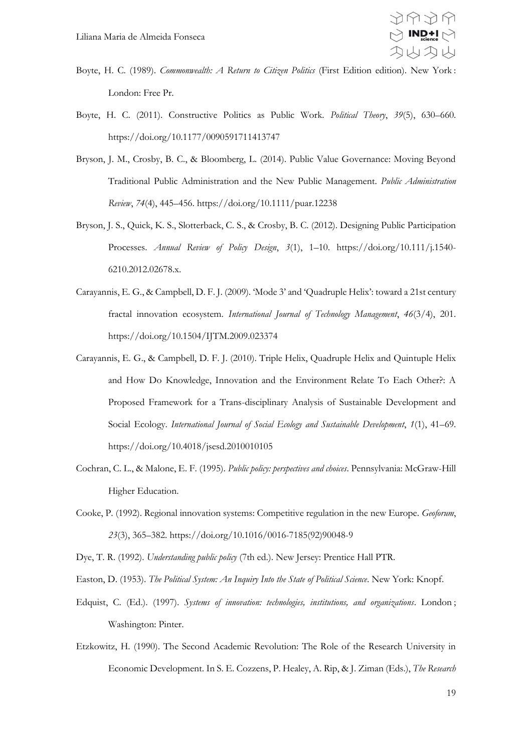Boyte, H. C. (1989). *Commonwealth: A Return to Citizen Politics* (First Edition edition). New York : London: Free Pr.

Boyte, H. C. (2011). Constructive Politics as Public Work. *Political Theory*, *39*(5), 630–660. https://doi.org/10.1177/0090591711413747

Bryson, J. M., Crosby, B. C., & Bloomberg, L. (2014). Public Value Governance: Moving Beyond Traditional Public Administration and the New Public Management. *Public Administration Review*, *74*(4), 445–456. https://doi.org/10.1111/puar.12238

Bryson, J. S., Quick, K. S., Slotterback, C. S., & Crosby, B. C. (2012). Designing Public Participation Processes. *Annual Review of Policy Design*, *3*(1), 1–10. https://doi.org/10.111/j.1540-6210.2012.02678.x.

Carayannis, E. G., & Campbell, D. F. J. (2009). 'Mode 3' and 'Quadruple Helix': toward a 21st century fractal innovation ecosystem. *International Journal of Technology Management*, *46*(3/4), 201. https://doi.org/10.1504/IJTM.2009.023374

Carayannis, E. G., & Campbell, D. F. J. (2010). Triple Helix, Quadruple Helix and Quintuple Helix and How Do Knowledge, Innovation and the Environment Relate To Each Other?: A Proposed Framework for a Trans-disciplinary Analysis of Sustainable Development and Social Ecology. *International Journal of Social Ecology and Sustainable Development*, *1*(1), 41–69. https://doi.org/10.4018/jsesd.2010010105

Cochran, C. L., & Malone, E. F. (1995). *Public policy: perspectives and choices*. Pennsylvania: McGraw-Hill Higher Education.

Cooke, P. (1992). Regional innovation systems: Competitive regulation in the new Europe. *Geoforum*, *23*(3), 365–382. https://doi.org/10.1016/0016-7185(92)90048-9

Dye, T. R. (1992). *Understanding public policy* (7th ed.). New Jersey: Prentice Hall PTR.

Easton, D. (1953). *The Political System: An Inquiry Into the State of Political Science*. New York: Knopf.

Edquist, C. (Ed.). (1997). *Systems of innovation: technologies, institutions, and organizations*. London ; Washington: Pinter.

Etzkowitz, H. (1990). The Second Academic Revolution: The Role of the Research University in Economic Development. In S. E. Cozzens, P. Healey, A. Rip, & J. Ziman (Eds.), *The Research*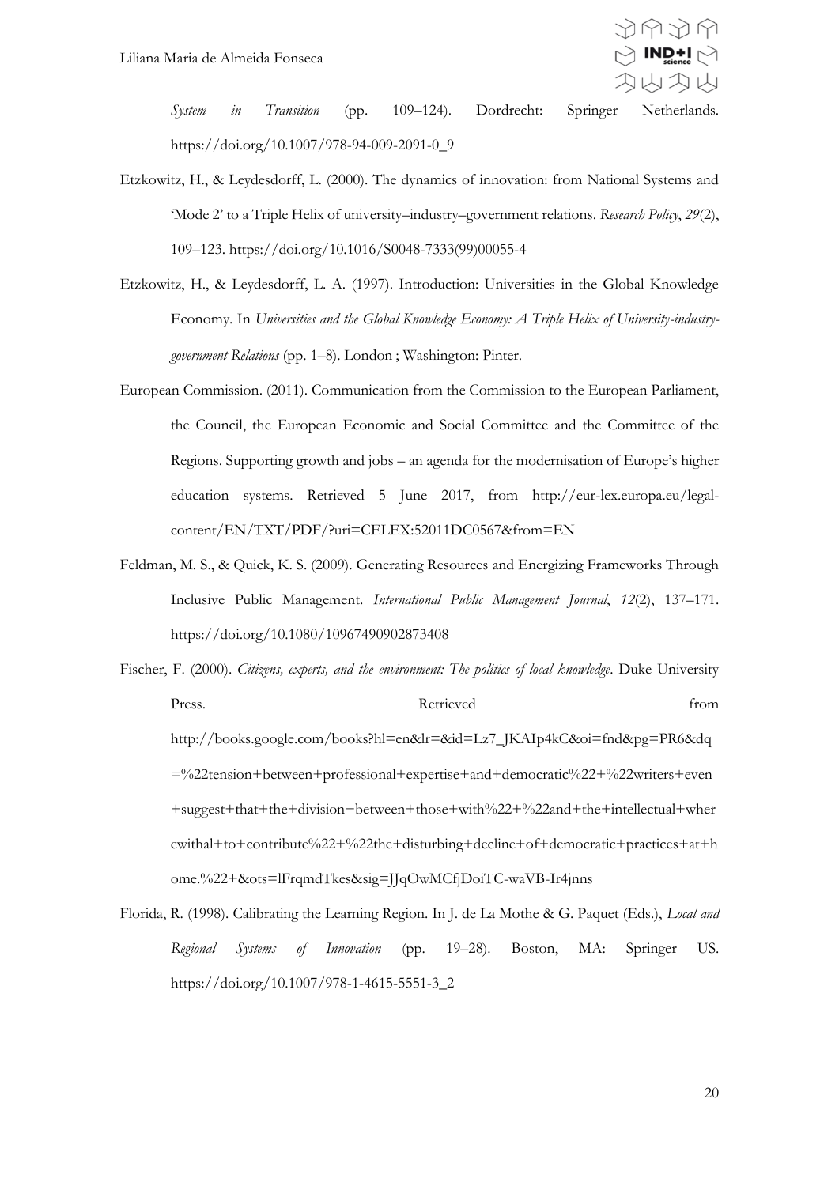*System in Transition* (pp. 109–124). Dordrecht: Springer Netherlands. https://doi.org/10.1007/978-94-009-2091-0_9

Etzkowitz, H., & Leydesdorff, L. (2000). The dynamics of innovation: from National Systems and 'Mode 2' to a Triple Helix of university–industry–government relations. *Research Policy*, *29*(2), 109–123. https://doi.org/10.1016/S0048-7333(99)00055-4

Etzkowitz, H., & Leydesdorff, L. A. (1997). Introduction: Universities in the Global Knowledge Economy. In *Universities and the Global Knowledge Economy: A Triple Helix of University-industry-government Relations* (pp. 1–8). London ; Washington: Pinter.

European Commission. (2011). Communication from the Commission to the European Parliament, the Council, the European Economic and Social Committee and the Committee of the Regions. Supporting growth and jobs – an agenda for the modernisation of Europe's higher education systems. Retrieved 5 June 2017, from http://eur-lex.europa.eu/legal-content/EN/TXT/PDF/?uri=CELEX:52011DC0567&from=EN

Feldman, M. S., & Quick, K. S. (2009). Generating Resources and Energizing Frameworks Through Inclusive Public Management. *International Public Management Journal*, *12*(2), 137–171. https://doi.org/10.1080/10967490902873408

Fischer, F. (2000). *Citizens, experts, and the environment: The politics of local knowledge*. Duke University Press. Retrieved from http://books.google.com/books?hl=en&lr=&id=Lz7_JKAIp4kC&oi=fnd&pg=PR6&dq=%22tension+between+professional+expertise+and+democratic%22+%22writers+even+suggest+that+the+division+between+those+with%22+%22and+the+intellectual+wherewithal+to+contribute%22+%22the+disturbing+decline+of+democratic+practices+at+home.%22+&ots=lFrqmdTkes&sig=JJqOwMCfjDoiTC-waVB-Ir4jnns

Florida, R. (1998). Calibrating the Learning Region. In J. de La Mothe & G. Paquet (Eds.), *Local and Regional Systems of Innovation* (pp. 19–28). Boston, MA: Springer US. https://doi.org/10.1007/978-1-4615-5551-3_2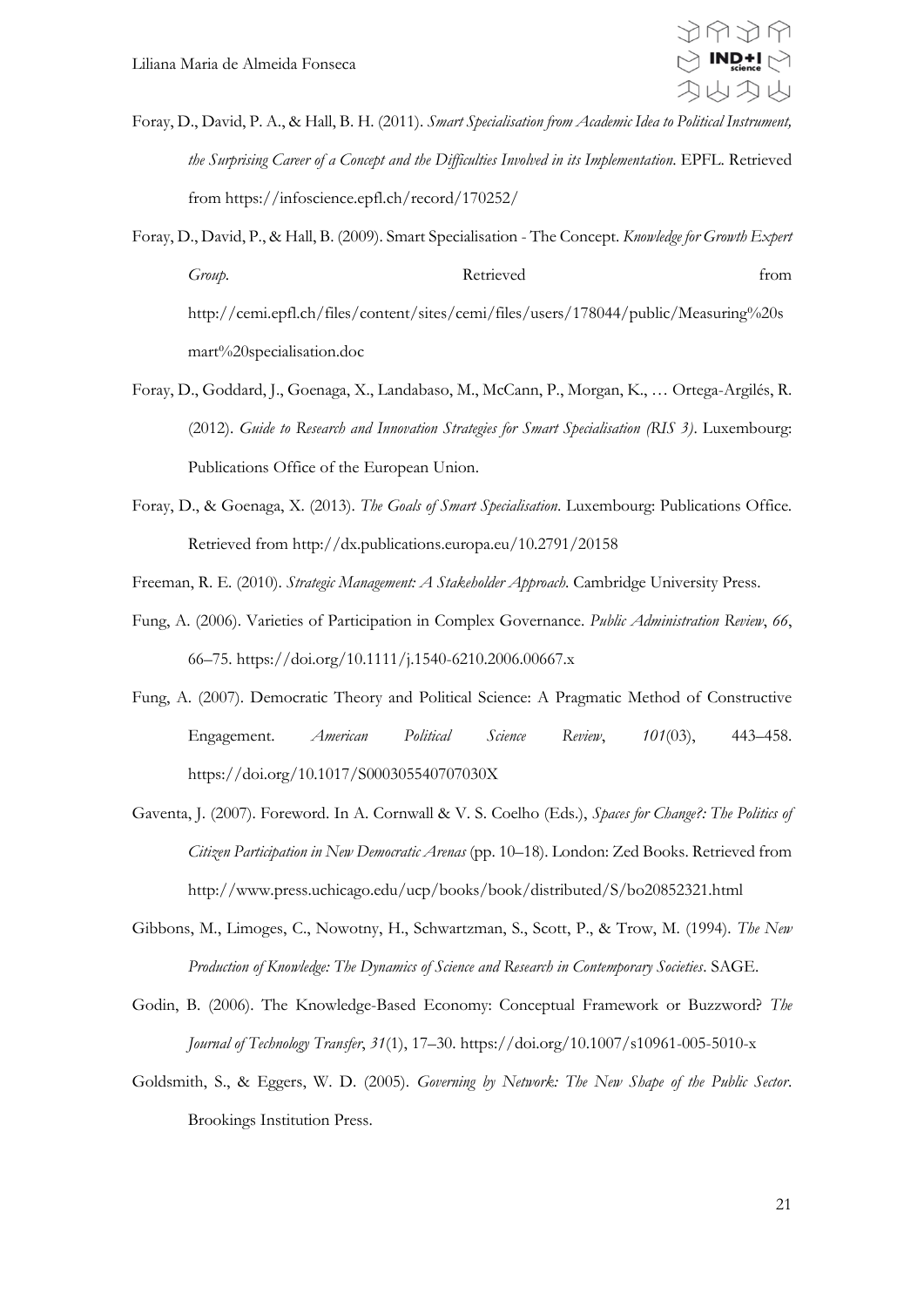Foray, D., David, P. A., & Hall, B. H. (2011). *Smart Specialisation from Academic Idea to Political Instrument, the Surprising Career of a Concept and the Difficulties Involved in its Implementation*. EPFL. Retrieved from https://infoscience.epfl.ch/record/170252/

Foray, D., David, P., & Hall, B. (2009). Smart Specialisation - The Concept. *Knowledge for Growth Expert Group*. Retrieved from http://cemi.epfl.ch/files/content/sites/cemi/files/users/178044/public/Measuring%20smart%20specialisation.doc

Foray, D., Goddard, J., Goenaga, X., Landabaso, M., McCann, P., Morgan, K., … Ortega-Argilés, R. (2012). *Guide to Research and Innovation Strategies for Smart Specialisation (RIS 3)*. Luxembourg: Publications Office of the European Union.

Foray, D., & Goenaga, X. (2013). *The Goals of Smart Specialisation*. Luxembourg: Publications Office. Retrieved from http://dx.publications.europa.eu/10.2791/20158

Freeman, R. E. (2010). *Strategic Management: A Stakeholder Approach*. Cambridge University Press.

Fung, A. (2006). Varieties of Participation in Complex Governance. *Public Administration Review*, *66*, 66–75. https://doi.org/10.1111/j.1540-6210.2006.00667.x

Fung, A. (2007). Democratic Theory and Political Science: A Pragmatic Method of Constructive Engagement. *American Political Science Review*, *101*(03), 443–458. https://doi.org/10.1017/S000305540707030X

Gaventa, J. (2007). Foreword. In A. Cornwall & V. S. Coelho (Eds.), *Spaces for Change?: The Politics of Citizen Participation in New Democratic Arenas* (pp. 10–18). London: Zed Books. Retrieved from http://www.press.uchicago.edu/ucp/books/book/distributed/S/bo20852321.html

Gibbons, M., Limoges, C., Nowotny, H., Schwartzman, S., Scott, P., & Trow, M. (1994). *The New Production of Knowledge: The Dynamics of Science and Research in Contemporary Societies*. SAGE.

Godin, B. (2006). The Knowledge-Based Economy: Conceptual Framework or Buzzword? *The Journal of Technology Transfer*, *31*(1), 17–30. https://doi.org/10.1007/s10961-005-5010-x

Goldsmith, S., & Eggers, W. D. (2005). *Governing by Network: The New Shape of the Public Sector*. Brookings Institution Press.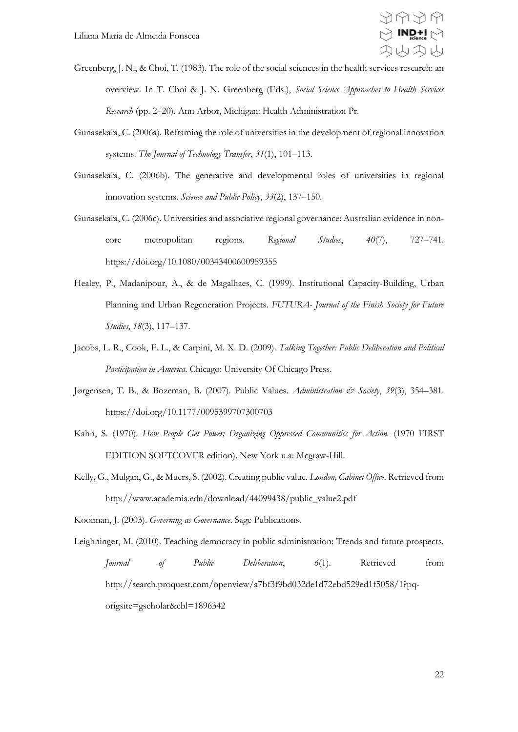Greenberg, J. N., & Choi, T. (1983). The role of the social sciences in the health services research: an overview. In T. Choi & J. N. Greenberg (Eds.), *Social Science Approaches to Health Services Research* (pp. 2–20). Ann Arbor, Michigan: Health Administration Pr.

Gunasekara, C. (2006a). Reframing the role of universities in the development of regional innovation systems. *The Journal of Technology Transfer*, *31*(1), 101–113.

Gunasekara, C. (2006b). The generative and developmental roles of universities in regional innovation systems. *Science and Public Policy*, *33*(2), 137–150.

Gunasekara, C. (2006c). Universities and associative regional governance: Australian evidence in non-core metropolitan regions. *Regional Studies*, *40*(7), 727–741. https://doi.org/10.1080/00343400600959355

Healey, P., Madanipour, A., & de Magalhaes, C. (1999). Institutional Capacity-Building, Urban Planning and Urban Regeneration Projects. *FUTURA- Journal of the Finish Society for Future Studies*, *18*(3), 117–137.

Jacobs, L. R., Cook, F. L., & Carpini, M. X. D. (2009). *Talking Together: Public Deliberation and Political Participation in America*. Chicago: University Of Chicago Press.

Jørgensen, T. B., & Bozeman, B. (2007). Public Values. *Administration & Society*, *39*(3), 354–381. https://doi.org/10.1177/0095399707300703

Kahn, S. (1970). *How People Get Power; Organizing Oppressed Communities for Action.* (1970 FIRST EDITION SOFTCOVER edition). New York u.a: Mcgraw-Hill.

Kelly, G., Mulgan, G., & Muers, S. (2002). Creating public value. *London, Cabinet Office*. Retrieved from http://www.academia.edu/download/44099438/public_value2.pdf

Kooiman, J. (2003). *Governing as Governance*. Sage Publications.

Leighninger, M. (2010). Teaching democracy in public administration: Trends and future prospects. *Journal of Public Deliberation*, *6*(1). Retrieved from http://search.proquest.com/openview/a7bf3f9bd032de1d72ebd529ed1f5058/1?pq-origsite=gscholar&cbl=1896342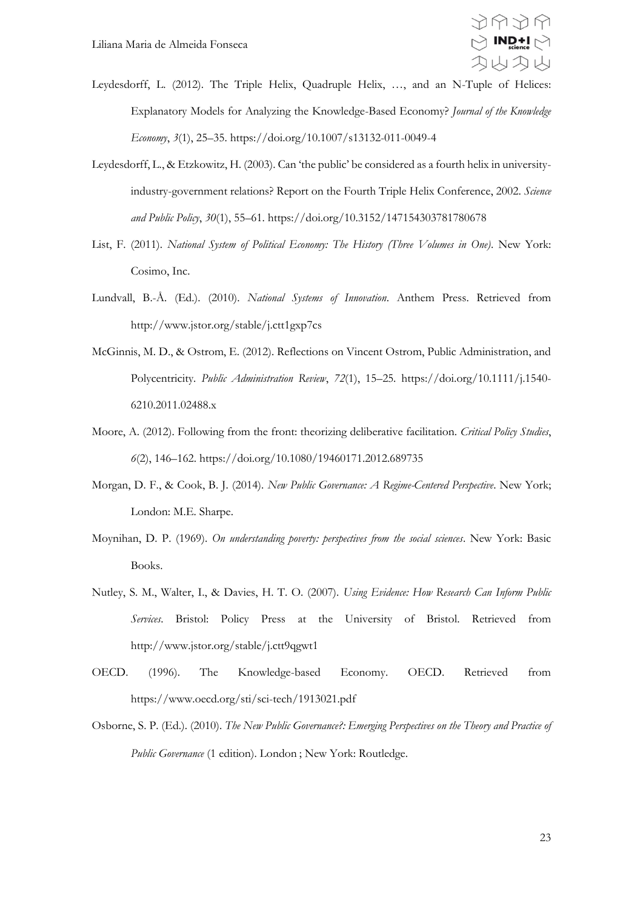Leydesdorff, L. (2012). The Triple Helix, Quadruple Helix, …, and an N-Tuple of Helices: Explanatory Models for Analyzing the Knowledge-Based Economy? *Journal of the Knowledge Economy*, *3*(1), 25–35. https://doi.org/10.1007/s13132-011-0049-4

Leydesdorff, L., & Etzkowitz, H. (2003). Can 'the public' be considered as a fourth helix in university-industry-government relations? Report on the Fourth Triple Helix Conference, 2002. *Science and Public Policy*, *30*(1), 55–61. https://doi.org/10.3152/147154303781780678

List, F. (2011). *National System of Political Economy: The History (Three Volumes in One)*. New York: Cosimo, Inc.

Lundvall, B.-Å. (Ed.). (2010). *National Systems of Innovation*. Anthem Press. Retrieved from http://www.jstor.org/stable/j.ctt1gxp7cs

McGinnis, M. D., & Ostrom, E. (2012). Reflections on Vincent Ostrom, Public Administration, and Polycentricity. *Public Administration Review*, *72*(1), 15–25. https://doi.org/10.1111/j.1540-6210.2011.02488.x

Moore, A. (2012). Following from the front: theorizing deliberative facilitation. *Critical Policy Studies*, *6*(2), 146–162. https://doi.org/10.1080/19460171.2012.689735

Morgan, D. F., & Cook, B. J. (2014). *New Public Governance: A Regime-Centered Perspective*. New York; London: M.E. Sharpe.

Moynihan, D. P. (1969). *On understanding poverty: perspectives from the social sciences*. New York: Basic Books.

Nutley, S. M., Walter, I., & Davies, H. T. O. (2007). *Using Evidence: How Research Can Inform Public Services*. Bristol: Policy Press at the University of Bristol. Retrieved from http://www.jstor.org/stable/j.ctt9qgwt1

OECD. (1996). The Knowledge-based Economy. OECD. Retrieved from https://www.oecd.org/sti/sci-tech/1913021.pdf

Osborne, S. P. (Ed.). (2010). *The New Public Governance?: Emerging Perspectives on the Theory and Practice of Public Governance* (1 edition). London ; New York: Routledge.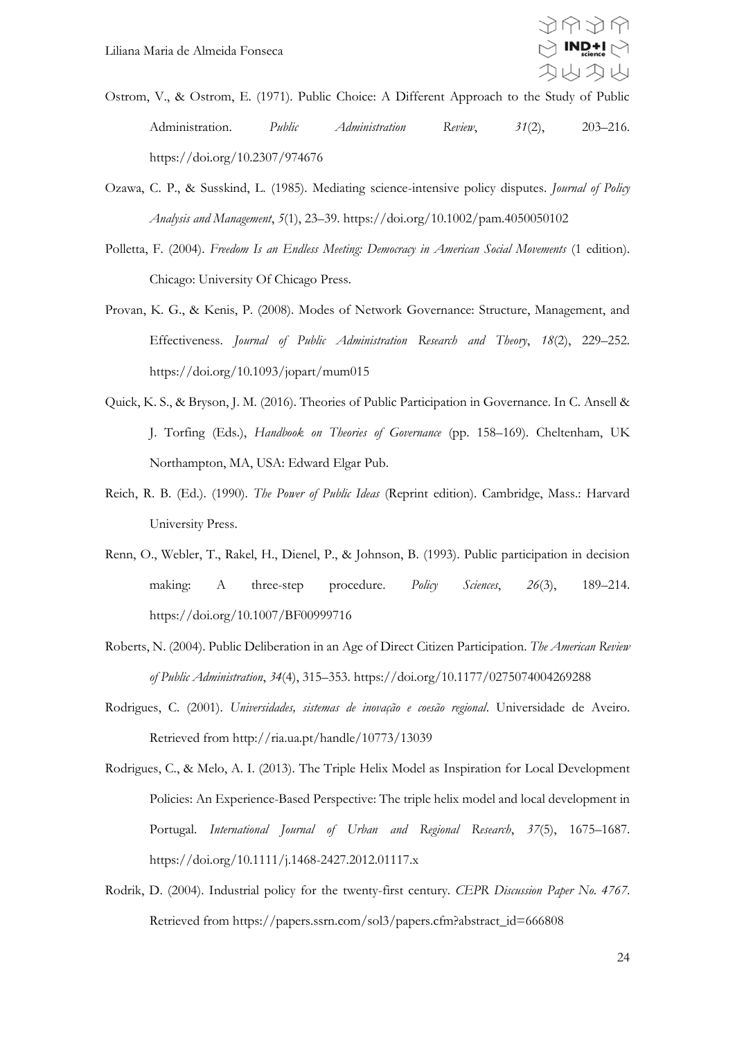Ostrom, V., & Ostrom, E. (1971). Public Choice: A Different Approach to the Study of Public Administration. *Public Administration Review*, *31*(2), 203–216. https://doi.org/10.2307/974676

Ozawa, C. P., & Susskind, L. (1985). Mediating science-intensive policy disputes. *Journal of Policy Analysis and Management*, *5*(1), 23–39. https://doi.org/10.1002/pam.4050050102

Polletta, F. (2004). *Freedom Is an Endless Meeting: Democracy in American Social Movements* (1 edition). Chicago: University Of Chicago Press.

Provan, K. G., & Kenis, P. (2008). Modes of Network Governance: Structure, Management, and Effectiveness. *Journal of Public Administration Research and Theory*, *18*(2), 229–252. https://doi.org/10.1093/jopart/mum015

Quick, K. S., & Bryson, J. M. (2016). Theories of Public Participation in Governance. In C. Ansell & J. Torfing (Eds.), *Handbook on Theories of Governance* (pp. 158–169). Cheltenham, UK Northampton, MA, USA: Edward Elgar Pub.

Reich, R. B. (Ed.). (1990). *The Power of Public Ideas* (Reprint edition). Cambridge, Mass.: Harvard University Press.

Renn, O., Webler, T., Rakel, H., Dienel, P., & Johnson, B. (1993). Public participation in decision making: A three-step procedure. *Policy Sciences*, *26*(3), 189–214. https://doi.org/10.1007/BF00999716

Roberts, N. (2004). Public Deliberation in an Age of Direct Citizen Participation. *The American Review of Public Administration*, *34*(4), 315–353. https://doi.org/10.1177/0275074004269288

Rodrigues, C. (2001). *Universidades, sistemas de inovação e coesão regional*. Universidade de Aveiro. Retrieved from http://ria.ua.pt/handle/10773/13039

Rodrigues, C., & Melo, A. I. (2013). The Triple Helix Model as Inspiration for Local Development Policies: An Experience-Based Perspective: The triple helix model and local development in Portugal. *International Journal of Urban and Regional Research*, *37*(5), 1675–1687. https://doi.org/10.1111/j.1468-2427.2012.01117.x

Rodrik, D. (2004). Industrial policy for the twenty-first century. *CEPR Discussion Paper No. 4767*. Retrieved from https://papers.ssrn.com/sol3/papers.cfm?abstract_id=666808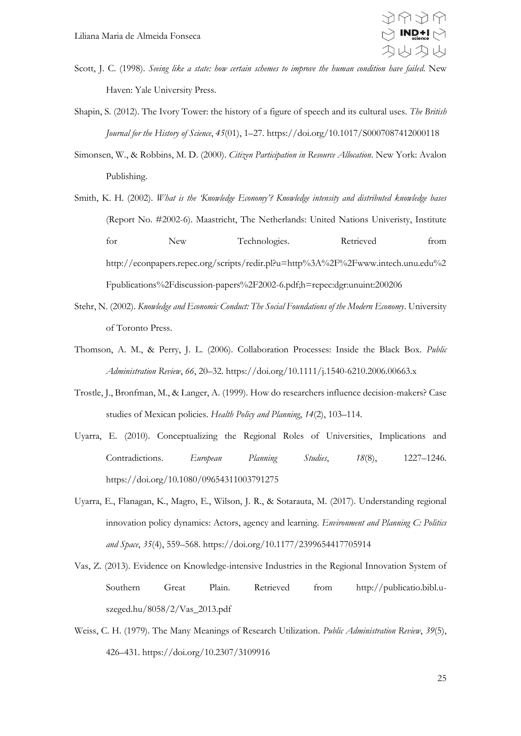Scott, J. C. (1998). *Seeing like a state: how certain schemes to improve the human condition have failed*. New Haven: Yale University Press.

Shapin, S. (2012). The Ivory Tower: the history of a figure of speech and its cultural uses. *The British Journal for the History of Science*, *45*(01), 1–27. https://doi.org/10.1017/S0007087412000118

Simonsen, W., & Robbins, M. D. (2000). *Citizen Participation in Resource Allocation*. New York: Avalon Publishing.

Smith, K. H. (2002). *What is the 'Knowledge Economy'? Knowledge intensity and distributed knowledge bases* (Report No. #2002-6). Maastricht, The Netherlands: United Nations Univeristy, Institute for New Technologies. Retrieved from http://econpapers.repec.org/scripts/redir.pl?u=http%3A%2F%2Fwww.intech.unu.edu%2Fpublications%2Fdiscussion-papers%2F2002-6.pdf;h=repec:dgr:unuint:200206

Stehr, N. (2002). *Knowledge and Economic Conduct: The Social Foundations of the Modern Economy*. University of Toronto Press.

Thomson, A. M., & Perry, J. L. (2006). Collaboration Processes: Inside the Black Box. *Public Administration Review*, *66*, 20–32. https://doi.org/10.1111/j.1540-6210.2006.00663.x

Trostle, J., Bronfman, M., & Langer, A. (1999). How do researchers influence decision-makers? Case studies of Mexican policies. *Health Policy and Planning*, *14*(2), 103–114.

Uyarra, E. (2010). Conceptualizing the Regional Roles of Universities, Implications and Contradictions. *European Planning Studies*, *18*(8), 1227–1246. https://doi.org/10.1080/09654311003791275

Uyarra, E., Flanagan, K., Magro, E., Wilson, J. R., & Sotarauta, M. (2017). Understanding regional innovation policy dynamics: Actors, agency and learning. *Environment and Planning C: Politics and Space*, *35*(4), 559–568. https://doi.org/10.1177/2399654417705914

Vas, Z. (2013). Evidence on Knowledge-intensive Industries in the Regional Innovation System of Southern Great Plain. Retrieved from http://publicatio.bibl.u-szeged.hu/8058/2/Vas_2013.pdf

Weiss, C. H. (1979). The Many Meanings of Research Utilization. *Public Administration Review*, *39*(5), 426–431. https://doi.org/10.2307/3109916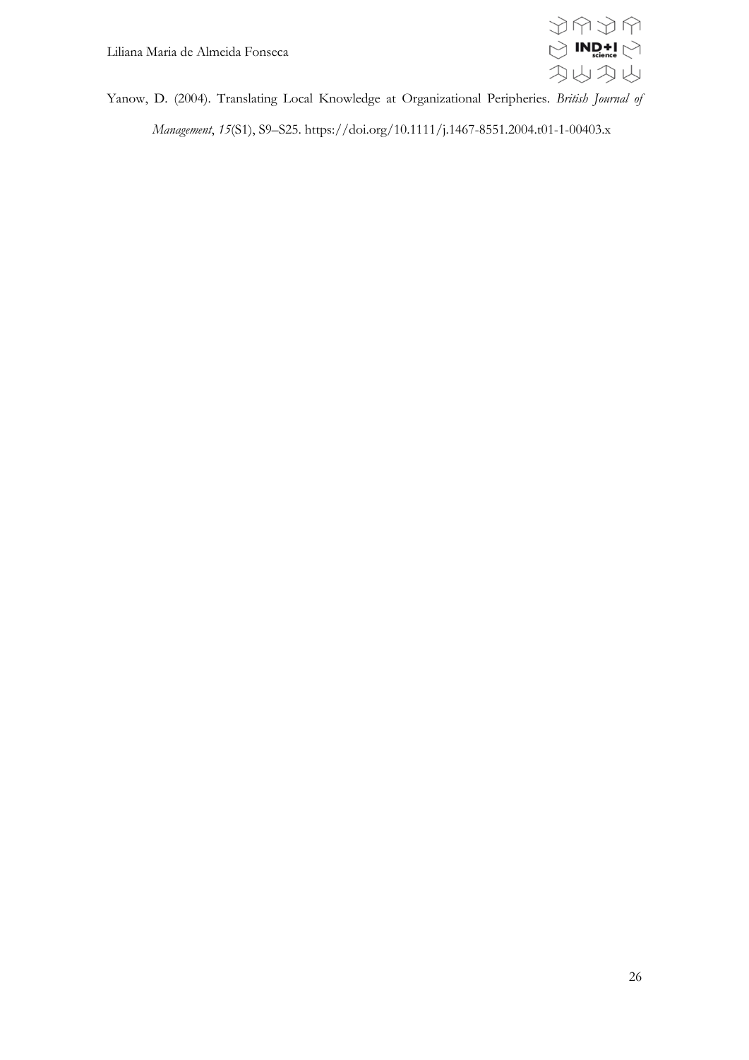Yanow, D. (2004). Translating Local Knowledge at Organizational Peripheries. *British Journal of Management*, *15*(S1), S9–S25. https://doi.org/10.1111/j.1467-8551.2004.t01-1-00403.x